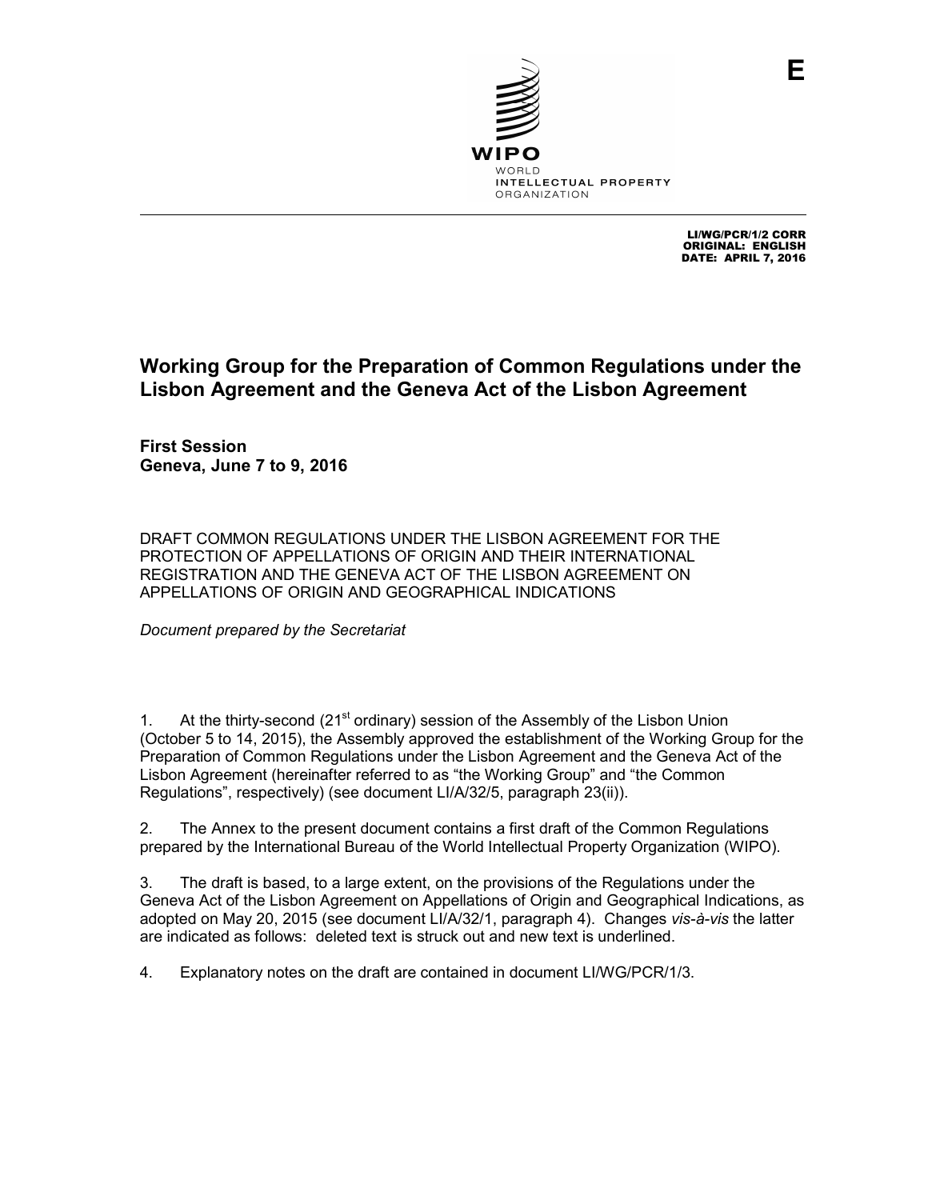E

WIPO
WORLD
INTELLECTUAL PROPERTY
ORGANIZATION

LI/WG/PCR/1/2 CORR
ORIGINAL: ENGLISH
DATE: APRIL 7, 2016

# Working Group for the Preparation of Common Regulations under the Lisbon Agreement and the Geneva Act of the Lisbon Agreement

**First Session**
**Geneva, June 7 to 9, 2016**

DRAFT COMMON REGULATIONS UNDER THE LISBON AGREEMENT FOR THE PROTECTION OF APPELLATIONS OF ORIGIN AND THEIR INTERNATIONAL REGISTRATION AND THE GENEVA ACT OF THE LISBON AGREEMENT ON APPELLATIONS OF ORIGIN AND GEOGRAPHICAL INDICATIONS

*Document prepared by the Secretariat*

1. At the thirty-second (21st ordinary) session of the Assembly of the Lisbon Union (October 5 to 14, 2015), the Assembly approved the establishment of the Working Group for the Preparation of Common Regulations under the Lisbon Agreement and the Geneva Act of the Lisbon Agreement (hereinafter referred to as "the Working Group" and "the Common Regulations", respectively) (see document LI/A/32/5, paragraph 23(ii)).

2. The Annex to the present document contains a first draft of the Common Regulations prepared by the International Bureau of the World Intellectual Property Organization (WIPO).

3. The draft is based, to a large extent, on the provisions of the Regulations under the Geneva Act of the Lisbon Agreement on Appellations of Origin and Geographical Indications, as adopted on May 20, 2015 (see document LI/A/32/1, paragraph 4). Changes *vis-à-vis* the latter are indicated as follows: deleted text is struck out and new text is underlined.

4. Explanatory notes on the draft are contained in document LI/WG/PCR/1/3.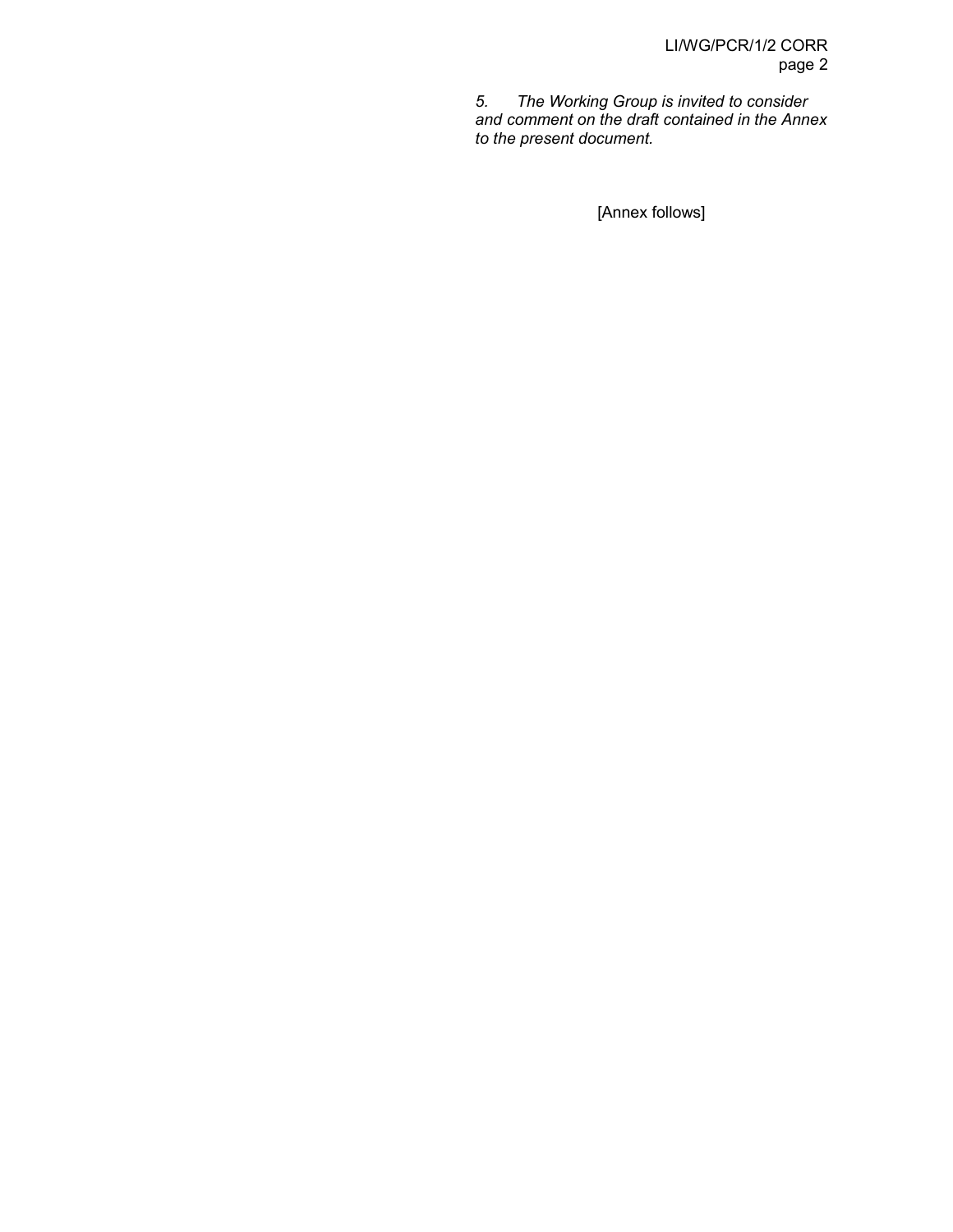*5. The Working Group is invited to consider and comment on the draft contained in the Annex to the present document.*

[Annex follows]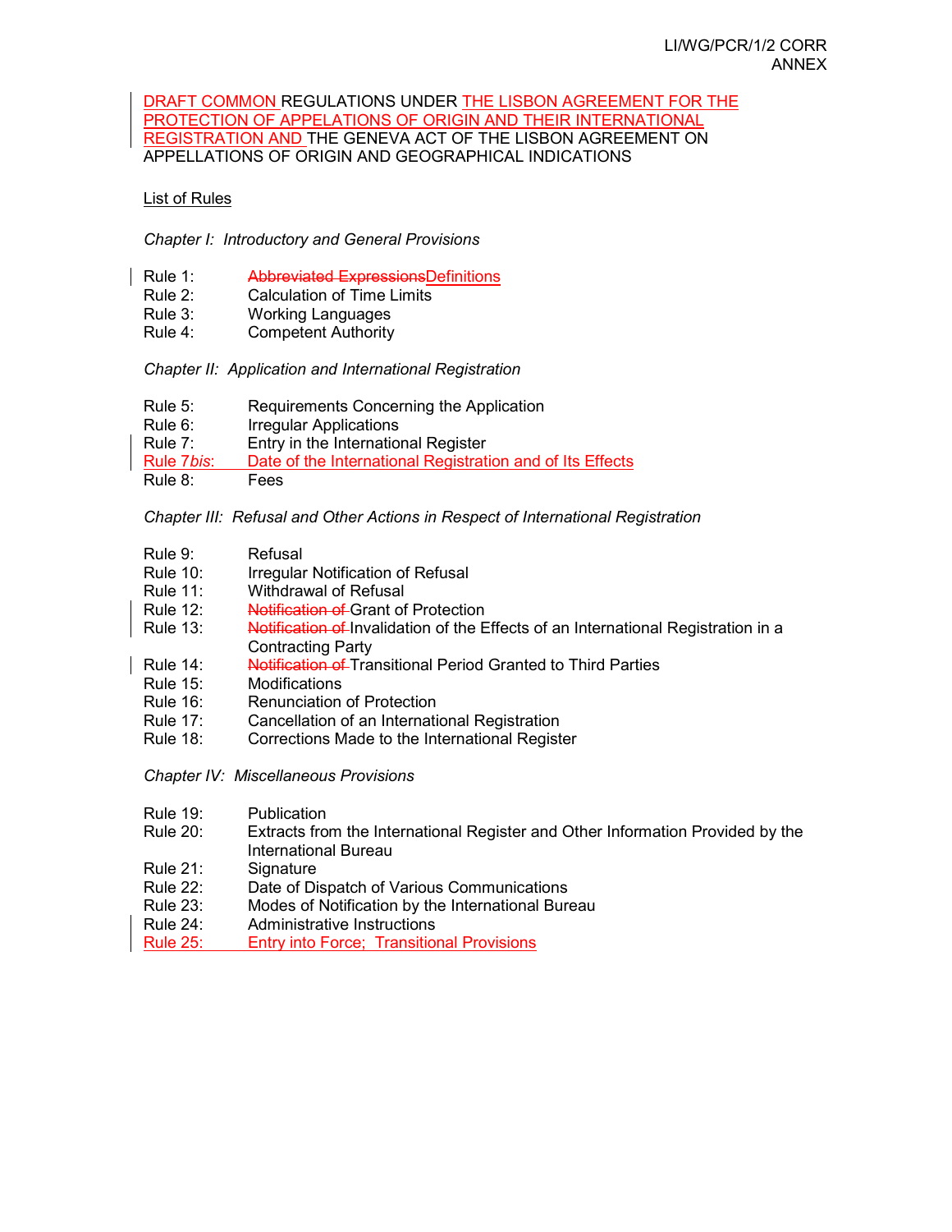DRAFT COMMON REGULATIONS UNDER THE LISBON AGREEMENT FOR THE PROTECTION OF APPELATIONS OF ORIGIN AND THEIR INTERNATIONAL REGISTRATION AND THE GENEVA ACT OF THE LISBON AGREEMENT ON APPELLATIONS OF ORIGIN AND GEOGRAPHICAL INDICATIONS

List of Rules

*Chapter I: Introductory and General Provisions*

Rule 1: ~~Abbreviated Expressions~~Definitions
Rule 2: Calculation of Time Limits
Rule 3: Working Languages
Rule 4: Competent Authority

*Chapter II: Application and International Registration*

Rule 5: Requirements Concerning the Application
Rule 6: Irregular Applications
Rule 7: Entry in the International Register
Rule 7*bis*: Date of the International Registration and of Its Effects
Rule 8: Fees

*Chapter III: Refusal and Other Actions in Respect of International Registration*

Rule 9: Refusal
Rule 10: Irregular Notification of Refusal
Rule 11: Withdrawal of Refusal
Rule 12: ~~Notification of~~ Grant of Protection
Rule 13: ~~Notification of~~ Invalidation of the Effects of an International Registration in a Contracting Party
Rule 14: ~~Notification of~~ Transitional Period Granted to Third Parties
Rule 15: Modifications
Rule 16: Renunciation of Protection
Rule 17: Cancellation of an International Registration
Rule 18: Corrections Made to the International Register

*Chapter IV: Miscellaneous Provisions*

Rule 19: Publication
Rule 20: Extracts from the International Register and Other Information Provided by the International Bureau
Rule 21: Signature
Rule 22: Date of Dispatch of Various Communications
Rule 23: Modes of Notification by the International Bureau
Rule 24: Administrative Instructions
Rule 25: Entry into Force; Transitional Provisions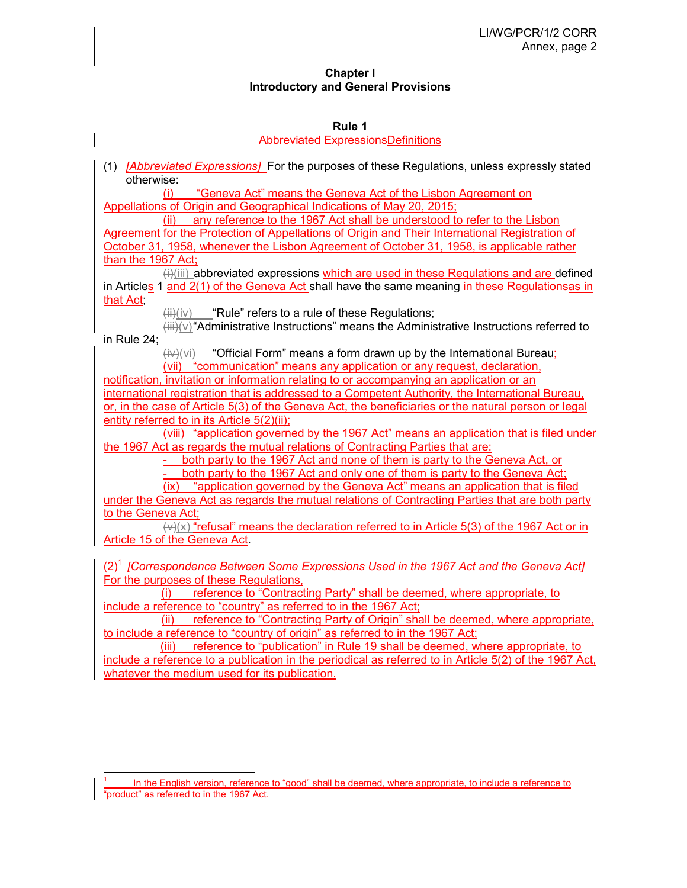## Chapter I
## Introductory and General Provisions

### Rule 1
### Abbreviated ExpressionsDefinitions

(1) *[Abbreviated Expressions]* For the purposes of these Regulations, unless expressly stated otherwise:

(i) "Geneva Act" means the Geneva Act of the Lisbon Agreement on Appellations of Origin and Geographical Indications of May 20, 2015;

(ii) any reference to the 1967 Act shall be understood to refer to the Lisbon Agreement for the Protection of Appellations of Origin and Their International Registration of October 31, 1958, whenever the Lisbon Agreement of October 31, 1958, is applicable rather than the 1967 Act;

(i)(iii) abbreviated expressions which are used in these Regulations and are defined in Articles 1 and 2(1) of the Geneva Act shall have the same meaning in these Regulationsas in that Act;

(ii)(iv) "Rule" refers to a rule of these Regulations;

(iii)(v) "Administrative Instructions" means the Administrative Instructions referred to in Rule 24;

(iv)(vi) "Official Form" means a form drawn up by the International Bureau;

(vii) "communication" means any application or any request, declaration, notification, invitation or information relating to or accompanying an application or an international registration that is addressed to a Competent Authority, the International Bureau, or, in the case of Article 5(3) of the Geneva Act, the beneficiaries or the natural person or legal entity referred to in its Article 5(2)(ii);

(viii) "application governed by the 1967 Act" means an application that is filed under the 1967 Act as regards the mutual relations of Contracting Parties that are:

- both party to the 1967 Act and none of them is party to the Geneva Act, or
- both party to the 1967 Act and only one of them is party to the Geneva Act;

(ix) "application governed by the Geneva Act" means an application that is filed under the Geneva Act as regards the mutual relations of Contracting Parties that are both party to the Geneva Act;

(v)(x) "refusal" means the declaration referred to in Article 5(3) of the 1967 Act or in Article 15 of the Geneva Act.

(2)[1] *[Correspondence Between Some Expressions Used in the 1967 Act and the Geneva Act]* For the purposes of these Regulations,

(i) reference to "Contracting Party" shall be deemed, where appropriate, to include a reference to "country" as referred to in the 1967 Act;

(ii) reference to "Contracting Party of Origin" shall be deemed, where appropriate, to include a reference to "country of origin" as referred to in the 1967 Act;

(iii) reference to "publication" in Rule 19 shall be deemed, where appropriate, to include a reference to a publication in the periodical as referred to in Article 5(2) of the 1967 Act, whatever the medium used for its publication.

---

[1] In the English version, reference to "good" shall be deemed, where appropriate, to include a reference to "product" as referred to in the 1967 Act.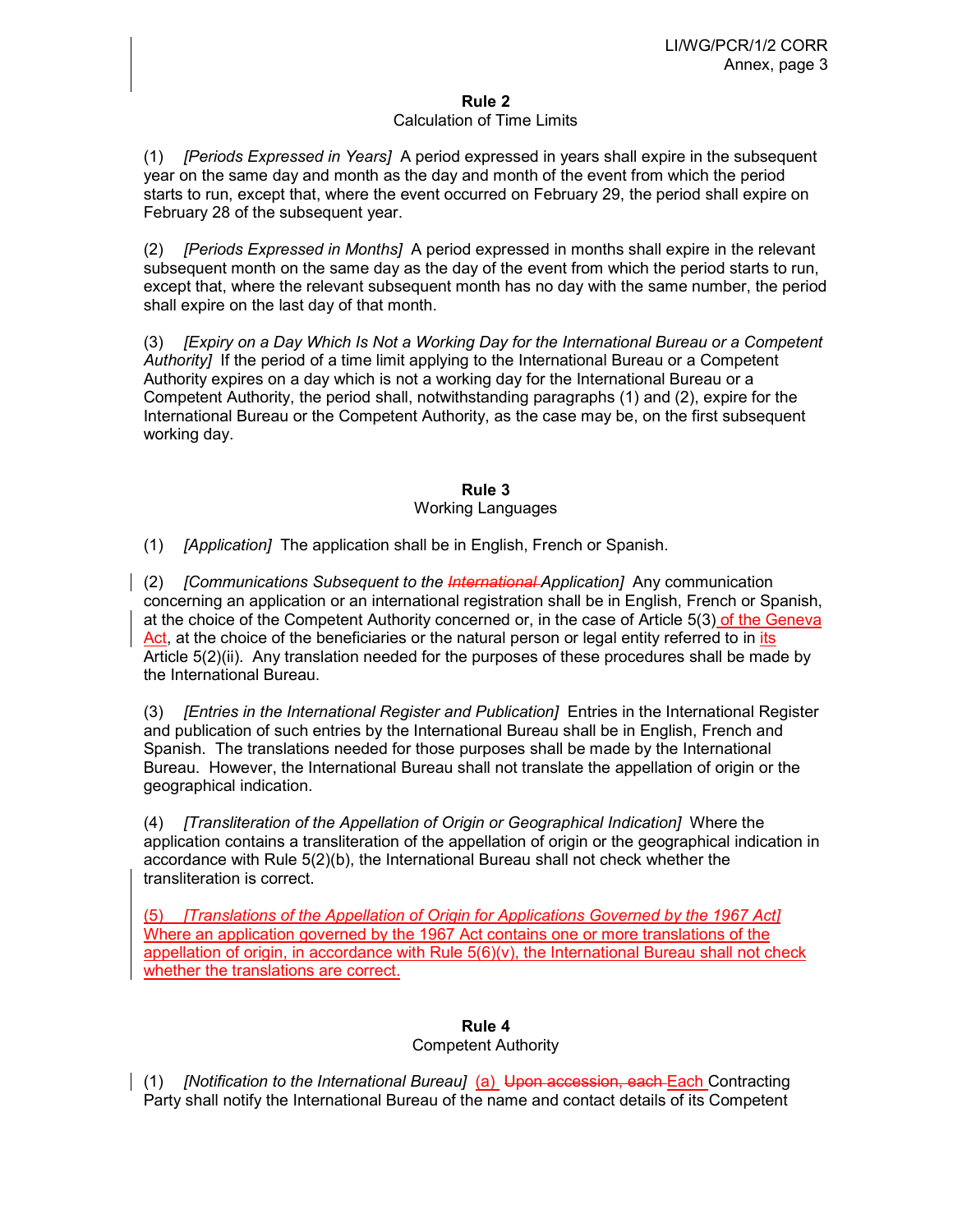**Rule 2**

Calculation of Time Limits

(1) *[Periods Expressed in Years]* A period expressed in years shall expire in the subsequent year on the same day and month as the day and month of the event from which the period starts to run, except that, where the event occurred on February 29, the period shall expire on February 28 of the subsequent year.

(2) *[Periods Expressed in Months]* A period expressed in months shall expire in the relevant subsequent month on the same day as the day of the event from which the period starts to run, except that, where the relevant subsequent month has no day with the same number, the period shall expire on the last day of that month.

(3) *[Expiry on a Day Which Is Not a Working Day for the International Bureau or a Competent Authority]* If the period of a time limit applying to the International Bureau or a Competent Authority expires on a day which is not a working day for the International Bureau or a Competent Authority, the period shall, notwithstanding paragraphs (1) and (2), expire for the International Bureau or the Competent Authority, as the case may be, on the first subsequent working day.

**Rule 3**

Working Languages

(1) *[Application]* The application shall be in English, French or Spanish.

(2) *[Communications Subsequent to the ~~International~~ Application]* Any communication concerning an application or an international registration shall be in English, French or Spanish, at the choice of the Competent Authority concerned or, in the case of Article 5(3) of the Geneva Act, at the choice of the beneficiaries or the natural person or legal entity referred to in its Article 5(2)(ii). Any translation needed for the purposes of these procedures shall be made by the International Bureau.

(3) *[Entries in the International Register and Publication]* Entries in the International Register and publication of such entries by the International Bureau shall be in English, French and Spanish. The translations needed for those purposes shall be made by the International Bureau. However, the International Bureau shall not translate the appellation of origin or the geographical indication.

(4) *[Transliteration of the Appellation of Origin or Geographical Indication]* Where the application contains a transliteration of the appellation of origin or the geographical indication in accordance with Rule 5(2)(b), the International Bureau shall not check whether the transliteration is correct.

(5) *[Translations of the Appellation of Origin for Applications Governed by the 1967 Act]* Where an application governed by the 1967 Act contains one or more translations of the appellation of origin, in accordance with Rule 5(6)(v), the International Bureau shall not check whether the translations are correct.

**Rule 4**

Competent Authority

(1) *[Notification to the International Bureau]* (a) ~~Upon accession, each~~ Each Contracting Party shall notify the International Bureau of the name and contact details of its Competent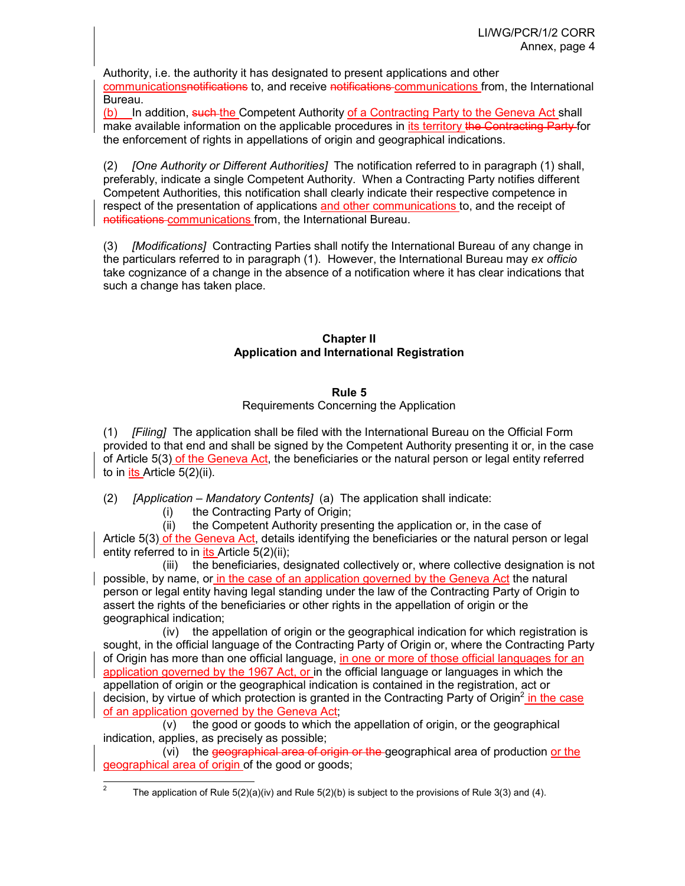Authority, i.e. the authority it has designated to present applications and other communicationsnotifications to, and receive notifications communications from, the International Bureau.

(b) In addition, such the Competent Authority of a Contracting Party to the Geneva Act shall make available information on the applicable procedures in its territory the Contracting Party for the enforcement of rights in appellations of origin and geographical indications.

(2) *[One Authority or Different Authorities]* The notification referred to in paragraph (1) shall, preferably, indicate a single Competent Authority. When a Contracting Party notifies different Competent Authorities, this notification shall clearly indicate their respective competence in respect of the presentation of applications and other communications to, and the receipt of notifications communications from, the International Bureau.

(3) *[Modifications]* Contracting Parties shall notify the International Bureau of any change in the particulars referred to in paragraph (1). However, the International Bureau may *ex officio* take cognizance of a change in the absence of a notification where it has clear indications that such a change has taken place.

## Chapter II
## Application and International Registration

### Rule 5
Requirements Concerning the Application

(1) *[Filing]* The application shall be filed with the International Bureau on the Official Form provided to that end and shall be signed by the Competent Authority presenting it or, in the case of Article 5(3) of the Geneva Act, the beneficiaries or the natural person or legal entity referred to in its Article 5(2)(ii).

(2) *[Application – Mandatory Contents]* (a) The application shall indicate:

(i) the Contracting Party of Origin;

(ii) the Competent Authority presenting the application or, in the case of Article 5(3) of the Geneva Act, details identifying the beneficiaries or the natural person or legal entity referred to in its Article 5(2)(ii);

(iii) the beneficiaries, designated collectively or, where collective designation is not possible, by name, or in the case of an application governed by the Geneva Act the natural person or legal entity having legal standing under the law of the Contracting Party of Origin to assert the rights of the beneficiaries or other rights in the appellation of origin or the geographical indication;

(iv) the appellation of origin or the geographical indication for which registration is sought, in the official language of the Contracting Party of Origin or, where the Contracting Party of Origin has more than one official language, in one or more of those official languages for an application governed by the 1967 Act, or in the official language or languages in which the appellation of origin or the geographical indication is contained in the registration, act or decision, by virtue of which protection is granted in the Contracting Party of Origin[2] in the case of an application governed by the Geneva Act;

(v) the good or goods to which the appellation of origin, or the geographical indication, applies, as precisely as possible;

(vi) the geographical area of origin or the geographical area of production or the geographical area of origin of the good or goods;

[2] The application of Rule 5(2)(a)(iv) and Rule 5(2)(b) is subject to the provisions of Rule 3(3) and (4).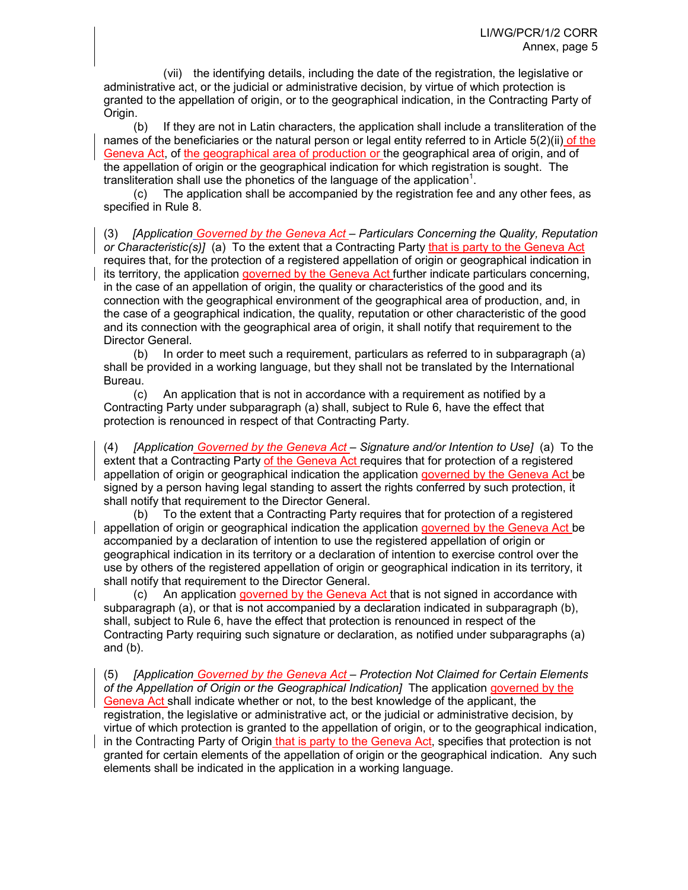(vii) the identifying details, including the date of the registration, the legislative or administrative act, or the judicial or administrative decision, by virtue of which protection is granted to the appellation of origin, or to the geographical indication, in the Contracting Party of Origin.

(b) If they are not in Latin characters, the application shall include a transliteration of the names of the beneficiaries or the natural person or legal entity referred to in Article 5(2)(ii) of the Geneva Act, of the geographical area of production or the geographical area of origin, and of the appellation of origin or the geographical indication for which registration is sought. The transliteration shall use the phonetics of the language of the application[1].

(c) The application shall be accompanied by the registration fee and any other fees, as specified in Rule 8.

(3) *[Application Governed by the Geneva Act – Particulars Concerning the Quality, Reputation or Characteristic(s)]* (a) To the extent that a Contracting Party that is party to the Geneva Act requires that, for the protection of a registered appellation of origin or geographical indication in its territory, the application governed by the Geneva Act further indicate particulars concerning, in the case of an appellation of origin, the quality or characteristics of the good and its connection with the geographical environment of the geographical area of production, and, in the case of a geographical indication, the quality, reputation or other characteristic of the good and its connection with the geographical area of origin, it shall notify that requirement to the Director General.

(b) In order to meet such a requirement, particulars as referred to in subparagraph (a) shall be provided in a working language, but they shall not be translated by the International Bureau.

(c) An application that is not in accordance with a requirement as notified by a Contracting Party under subparagraph (a) shall, subject to Rule 6, have the effect that protection is renounced in respect of that Contracting Party.

(4) *[Application Governed by the Geneva Act – Signature and/or Intention to Use]* (a) To the extent that a Contracting Party of the Geneva Act requires that for protection of a registered appellation of origin or geographical indication the application governed by the Geneva Act be signed by a person having legal standing to assert the rights conferred by such protection, it shall notify that requirement to the Director General.

(b) To the extent that a Contracting Party requires that for protection of a registered appellation of origin or geographical indication the application governed by the Geneva Act be accompanied by a declaration of intention to use the registered appellation of origin or geographical indication in its territory or a declaration of intention to exercise control over the use by others of the registered appellation of origin or geographical indication in its territory, it shall notify that requirement to the Director General.

(c) An application governed by the Geneva Act that is not signed in accordance with subparagraph (a), or that is not accompanied by a declaration indicated in subparagraph (b), shall, subject to Rule 6, have the effect that protection is renounced in respect of the Contracting Party requiring such signature or declaration, as notified under subparagraphs (a) and (b).

(5) *[Application Governed by the Geneva Act – Protection Not Claimed for Certain Elements of the Appellation of Origin or the Geographical Indication]* The application governed by the Geneva Act shall indicate whether or not, to the best knowledge of the applicant, the registration, the legislative or administrative act, or the judicial or administrative decision, by virtue of which protection is granted to the appellation of origin, or to the geographical indication, in the Contracting Party of Origin that is party to the Geneva Act, specifies that protection is not granted for certain elements of the appellation of origin or the geographical indication. Any such elements shall be indicated in the application in a working language.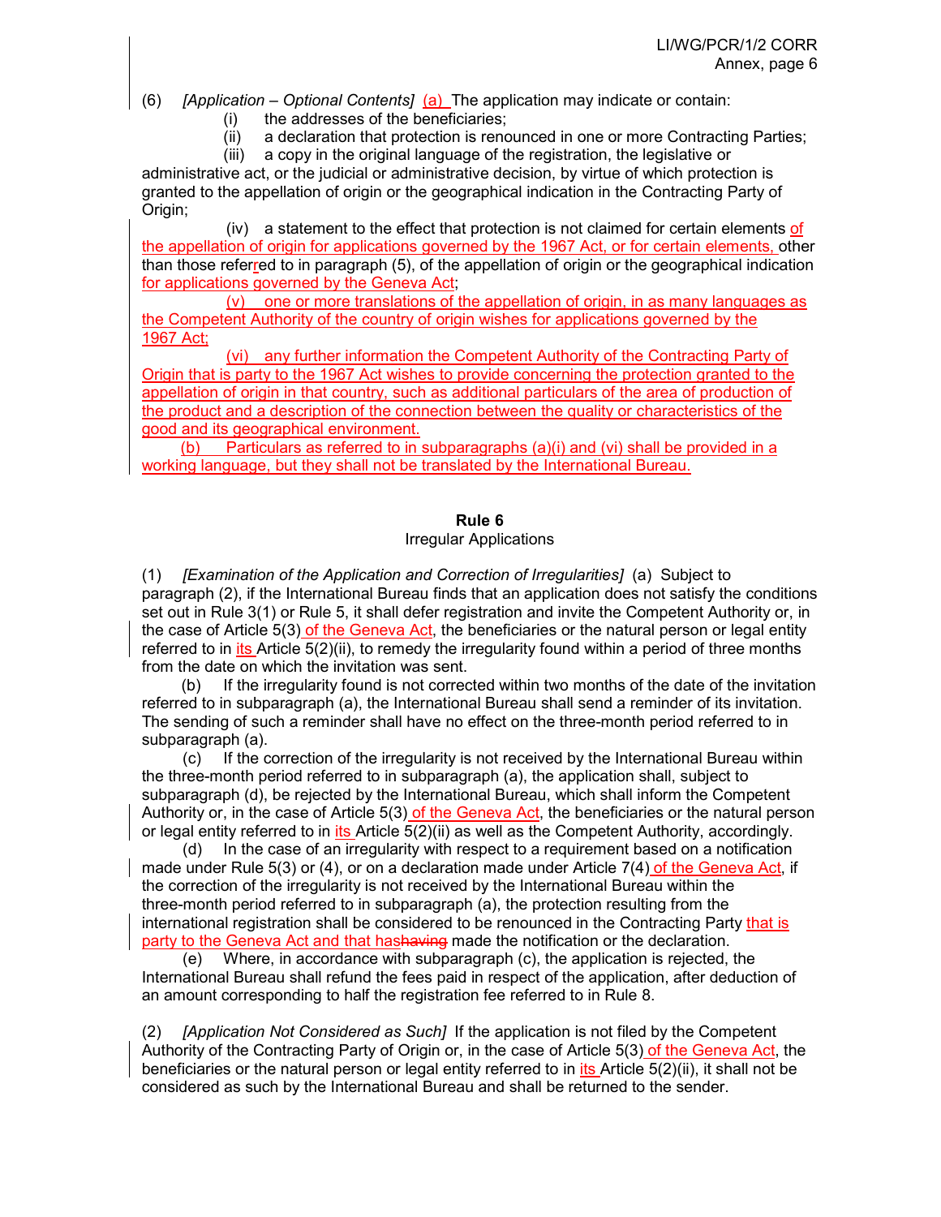(6) *[Application – Optional Contents]* (a) The application may indicate or contain:

(i) the addresses of the beneficiaries;

(ii) a declaration that protection is renounced in one or more Contracting Parties;

(iii) a copy in the original language of the registration, the legislative or administrative act, or the judicial or administrative decision, by virtue of which protection is granted to the appellation of origin or the geographical indication in the Contracting Party of Origin;

(iv) a statement to the effect that protection is not claimed for certain elements of the appellation of origin for applications governed by the 1967 Act, or for certain elements, other than those referred to in paragraph (5), of the appellation of origin or the geographical indication for applications governed by the Geneva Act;

(v) one or more translations of the appellation of origin, in as many languages as the Competent Authority of the country of origin wishes for applications governed by the 1967 Act;

(vi) any further information the Competent Authority of the Contracting Party of Origin that is party to the 1967 Act wishes to provide concerning the protection granted to the appellation of origin in that country, such as additional particulars of the area of production of the product and a description of the connection between the quality or characteristics of the good and its geographical environment.

(b) Particulars as referred to in subparagraphs (a)(i) and (vi) shall be provided in a working language, but they shall not be translated by the International Bureau.

## Rule 6

### Irregular Applications

(1) *[Examination of the Application and Correction of Irregularities]* (a) Subject to paragraph (2), if the International Bureau finds that an application does not satisfy the conditions set out in Rule 3(1) or Rule 5, it shall defer registration and invite the Competent Authority or, in the case of Article 5(3) of the Geneva Act, the beneficiaries or the natural person or legal entity referred to in its Article 5(2)(ii), to remedy the irregularity found within a period of three months from the date on which the invitation was sent.

(b) If the irregularity found is not corrected within two months of the date of the invitation referred to in subparagraph (a), the International Bureau shall send a reminder of its invitation. The sending of such a reminder shall have no effect on the three-month period referred to in subparagraph (a).

(c) If the correction of the irregularity is not received by the International Bureau within the three-month period referred to in subparagraph (a), the application shall, subject to subparagraph (d), be rejected by the International Bureau, which shall inform the Competent Authority or, in the case of Article 5(3) of the Geneva Act, the beneficiaries or the natural person or legal entity referred to in its Article 5(2)(ii) as well as the Competent Authority, accordingly.

(d) In the case of an irregularity with respect to a requirement based on a notification made under Rule 5(3) or (4), or on a declaration made under Article 7(4) of the Geneva Act, if the correction of the irregularity is not received by the International Bureau within the three-month period referred to in subparagraph (a), the protection resulting from the international registration shall be considered to be renounced in the Contracting Party that is party to the Geneva Act and that has ~~having~~ made the notification or the declaration.

(e) Where, in accordance with subparagraph (c), the application is rejected, the International Bureau shall refund the fees paid in respect of the application, after deduction of an amount corresponding to half the registration fee referred to in Rule 8.

(2) *[Application Not Considered as Such]* If the application is not filed by the Competent Authority of the Contracting Party of Origin or, in the case of Article 5(3) of the Geneva Act, the beneficiaries or the natural person or legal entity referred to in its Article 5(2)(ii), it shall not be considered as such by the International Bureau and shall be returned to the sender.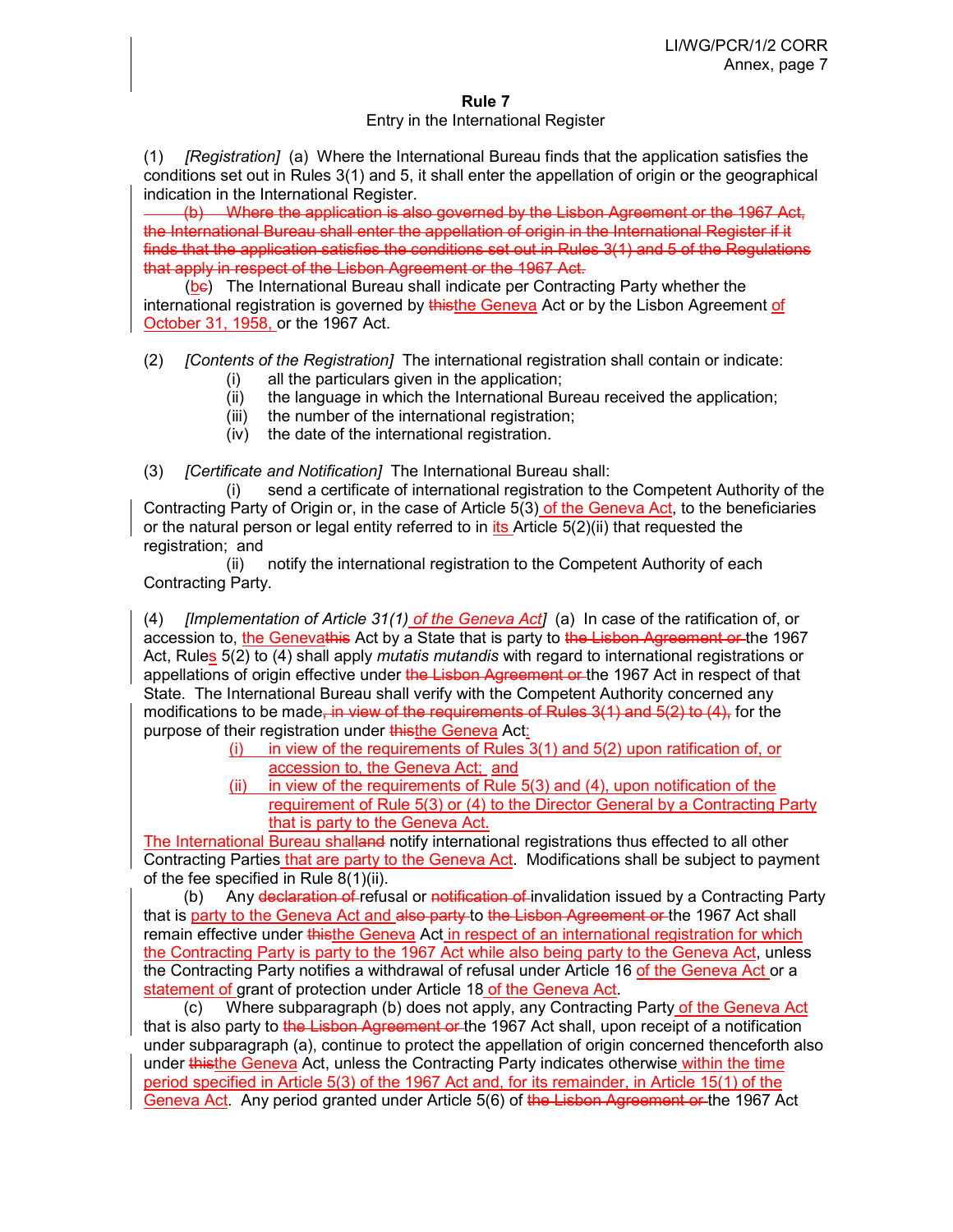**Rule 7**

Entry in the International Register

(1) *[Registration]* (a) Where the International Bureau finds that the application satisfies the conditions set out in Rules 3(1) and 5, it shall enter the appellation of origin or the geographical indication in the International Register.

~~(b) Where the application is also governed by the Lisbon Agreement or the 1967 Act, the International Bureau shall enter the appellation of origin in the International Register if it finds that the application satisfies the conditions set out in Rules 3(1) and 5 of the Regulations that apply in respect of the Lisbon Agreement or the 1967 Act.~~

(b~~c~~) The International Bureau shall indicate per Contracting Party whether the international registration is governed by ~~this~~the Geneva Act or by the Lisbon Agreement of October 31, 1958, or the 1967 Act.

(2) *[Contents of the Registration]* The international registration shall contain or indicate:

- (i) all the particulars given in the application;
- (ii) the language in which the International Bureau received the application;
- (iii) the number of the international registration;
- (iv) the date of the international registration.

(3) *[Certificate and Notification]* The International Bureau shall:

(i) send a certificate of international registration to the Competent Authority of the Contracting Party of Origin or, in the case of Article 5(3) of the Geneva Act, to the beneficiaries or the natural person or legal entity referred to in its Article 5(2)(ii) that requested the registration; and

(ii) notify the international registration to the Competent Authority of each Contracting Party.

(4) *[Implementation of Article 31(1) of the Geneva Act]* (a) In case of the ratification of, or accession to, the Geneva~~this~~ Act by a State that is party to ~~the Lisbon Agreement or~~ the 1967 Act, Rules 5(2) to (4) shall apply *mutatis mutandis* with regard to international registrations or appellations of origin effective under ~~the Lisbon Agreement or~~ the 1967 Act in respect of that State. The International Bureau shall verify with the Competent Authority concerned any modifications to be made~~, in view of the requirements of Rules 3(1) and 5(2) to (4),~~ for the purpose of their registration under ~~this~~the Geneva Act:

- (i) in view of the requirements of Rules 3(1) and 5(2) upon ratification of, or accession to, the Geneva Act; and
- (ii) in view of the requirements of Rule 5(3) and (4), upon notification of the requirement of Rule 5(3) or (4) to the Director General by a Contracting Party that is party to the Geneva Act.

The International Bureau shall~~and~~ notify international registrations thus effected to all other Contracting Parties that are party to the Geneva Act. Modifications shall be subject to payment of the fee specified in Rule 8(1)(ii).

(b) Any ~~declaration of~~ refusal or ~~notification of~~ invalidation issued by a Contracting Party that is party to the Geneva Act and ~~also party~~ to ~~the Lisbon Agreement or~~ the 1967 Act shall remain effective under ~~this~~the Geneva Act in respect of an international registration for which the Contracting Party is party to the 1967 Act while also being party to the Geneva Act, unless the Contracting Party notifies a withdrawal of refusal under Article 16 of the Geneva Act or a statement of grant of protection under Article 18 of the Geneva Act.

(c) Where subparagraph (b) does not apply, any Contracting Party of the Geneva Act that is also party to ~~the Lisbon Agreement or~~ the 1967 Act shall, upon receipt of a notification under subparagraph (a), continue to protect the appellation of origin concerned thenceforth also under ~~this~~the Geneva Act, unless the Contracting Party indicates otherwise within the time period specified in Article 5(3) of the 1967 Act and, for its remainder, in Article 15(1) of the Geneva Act. Any period granted under Article 5(6) of ~~the Lisbon Agreement or~~ the 1967 Act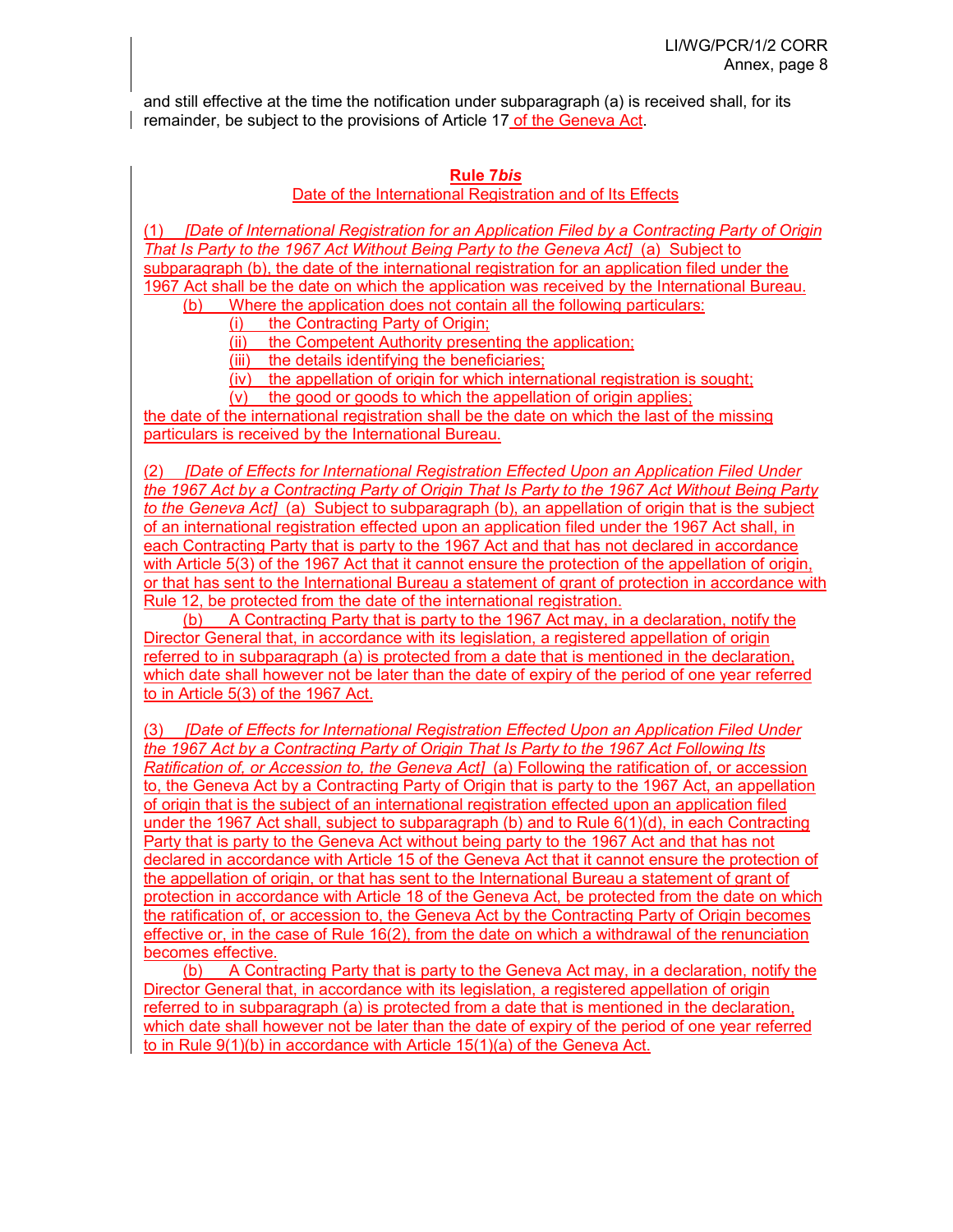and still effective at the time the notification under subparagraph (a) is received shall, for its remainder, be subject to the provisions of Article 17 of the Geneva Act.

**Rule 7*bis***

Date of the International Registration and of Its Effects

(1) *[Date of International Registration for an Application Filed by a Contracting Party of Origin That Is Party to the 1967 Act Without Being Party to the Geneva Act]* (a) Subject to subparagraph (b), the date of the international registration for an application filed under the 1967 Act shall be the date on which the application was received by the International Bureau.

(b) Where the application does not contain all the following particulars:

(i) the Contracting Party of Origin;

(ii) the Competent Authority presenting the application;

(iii) the details identifying the beneficiaries;

(iv) the appellation of origin for which international registration is sought;

(v) the good or goods to which the appellation of origin applies;

the date of the international registration shall be the date on which the last of the missing particulars is received by the International Bureau.

(2) *[Date of Effects for International Registration Effected Upon an Application Filed Under the 1967 Act by a Contracting Party of Origin That Is Party to the 1967 Act Without Being Party to the Geneva Act]* (a) Subject to subparagraph (b), an appellation of origin that is the subject of an international registration effected upon an application filed under the 1967 Act shall, in each Contracting Party that is party to the 1967 Act and that has not declared in accordance with Article 5(3) of the 1967 Act that it cannot ensure the protection of the appellation of origin, or that has sent to the International Bureau a statement of grant of protection in accordance with Rule 12, be protected from the date of the international registration.

(b) A Contracting Party that is party to the 1967 Act may, in a declaration, notify the Director General that, in accordance with its legislation, a registered appellation of origin referred to in subparagraph (a) is protected from a date that is mentioned in the declaration, which date shall however not be later than the date of expiry of the period of one year referred to in Article 5(3) of the 1967 Act.

(3) *[Date of Effects for International Registration Effected Upon an Application Filed Under the 1967 Act by a Contracting Party of Origin That Is Party to the 1967 Act Following Its Ratification of, or Accession to, the Geneva Act]* (a) Following the ratification of, or accession to, the Geneva Act by a Contracting Party of Origin that is party to the 1967 Act, an appellation of origin that is the subject of an international registration effected upon an application filed under the 1967 Act shall, subject to subparagraph (b) and to Rule 6(1)(d), in each Contracting Party that is party to the Geneva Act without being party to the 1967 Act and that has not declared in accordance with Article 15 of the Geneva Act that it cannot ensure the protection of the appellation of origin, or that has sent to the International Bureau a statement of grant of protection in accordance with Article 18 of the Geneva Act, be protected from the date on which the ratification of, or accession to, the Geneva Act by the Contracting Party of Origin becomes effective or, in the case of Rule 16(2), from the date on which a withdrawal of the renunciation becomes effective.

(b) A Contracting Party that is party to the Geneva Act may, in a declaration, notify the Director General that, in accordance with its legislation, a registered appellation of origin referred to in subparagraph (a) is protected from a date that is mentioned in the declaration, which date shall however not be later than the date of expiry of the period of one year referred to in Rule 9(1)(b) in accordance with Article 15(1)(a) of the Geneva Act.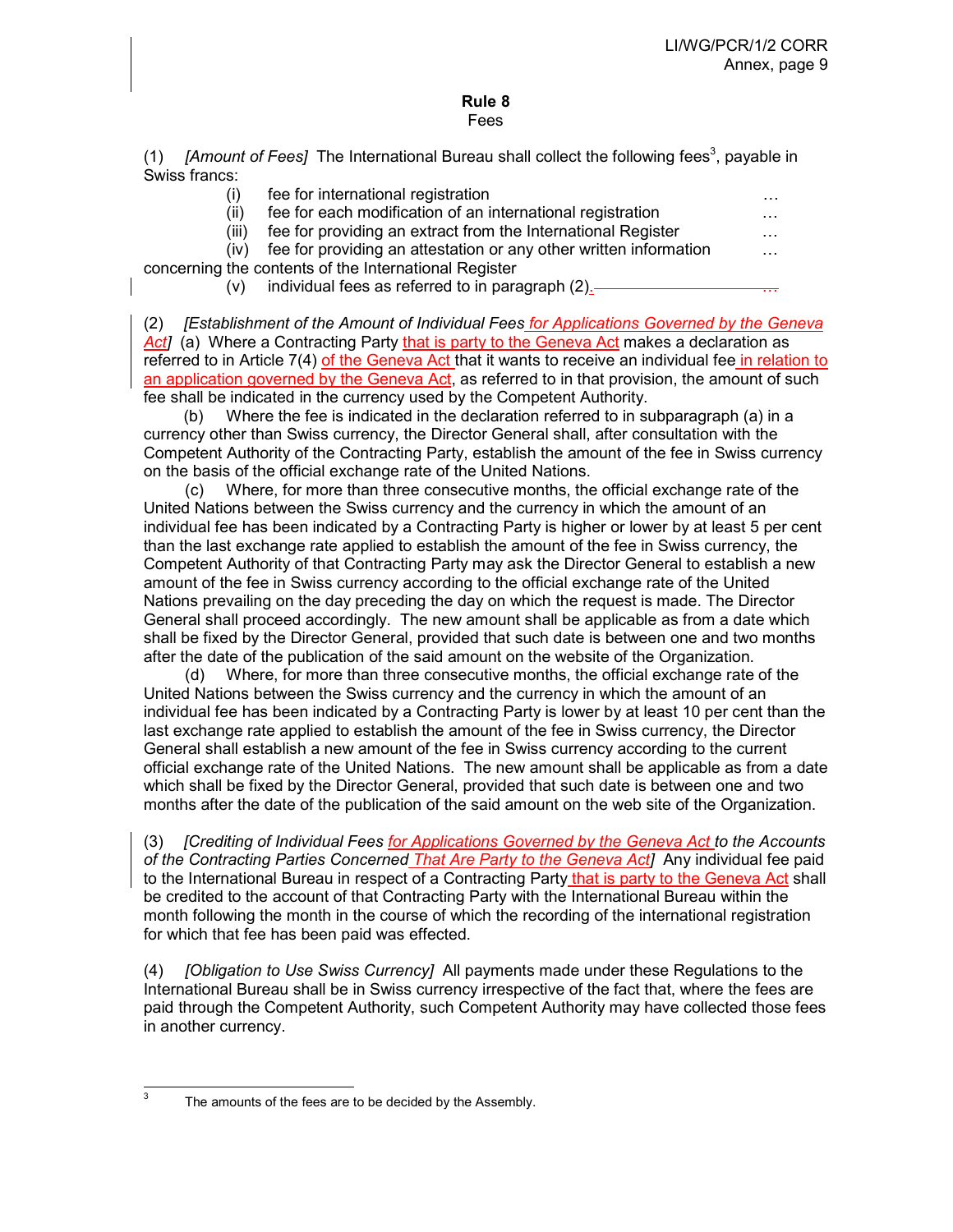## Rule 8

Fees

(1) *[Amount of Fees]* The International Bureau shall collect the following fees[3], payable in Swiss francs:

- (i) fee for international registration …
- (ii) fee for each modification of an international registration …
- (iii) fee for providing an extract from the International Register …
- (iv) fee for providing an attestation or any other written information … concerning the contents of the International Register
- (v) individual fees as referred to in paragraph (2). …

(2) *[Establishment of the Amount of Individual Fees for Applications Governed by the Geneva Act]* (a) Where a Contracting Party that is party to the Geneva Act makes a declaration as referred to in Article 7(4) of the Geneva Act that it wants to receive an individual fee in relation to an application governed by the Geneva Act, as referred to in that provision, the amount of such fee shall be indicated in the currency used by the Competent Authority.

(b) Where the fee is indicated in the declaration referred to in subparagraph (a) in a currency other than Swiss currency, the Director General shall, after consultation with the Competent Authority of the Contracting Party, establish the amount of the fee in Swiss currency on the basis of the official exchange rate of the United Nations.

(c) Where, for more than three consecutive months, the official exchange rate of the United Nations between the Swiss currency and the currency in which the amount of an individual fee has been indicated by a Contracting Party is higher or lower by at least 5 per cent than the last exchange rate applied to establish the amount of the fee in Swiss currency, the Competent Authority of that Contracting Party may ask the Director General to establish a new amount of the fee in Swiss currency according to the official exchange rate of the United Nations prevailing on the day preceding the day on which the request is made. The Director General shall proceed accordingly. The new amount shall be applicable as from a date which shall be fixed by the Director General, provided that such date is between one and two months after the date of the publication of the said amount on the website of the Organization.

(d) Where, for more than three consecutive months, the official exchange rate of the United Nations between the Swiss currency and the currency in which the amount of an individual fee has been indicated by a Contracting Party is lower by at least 10 per cent than the last exchange rate applied to establish the amount of the fee in Swiss currency, the Director General shall establish a new amount of the fee in Swiss currency according to the current official exchange rate of the United Nations. The new amount shall be applicable as from a date which shall be fixed by the Director General, provided that such date is between one and two months after the date of the publication of the said amount on the web site of the Organization.

(3) *[Crediting of Individual Fees for Applications Governed by the Geneva Act to the Accounts of the Contracting Parties Concerned That Are Party to the Geneva Act]* Any individual fee paid to the International Bureau in respect of a Contracting Party that is party to the Geneva Act shall be credited to the account of that Contracting Party with the International Bureau within the month following the month in the course of which the recording of the international registration for which that fee has been paid was effected.

(4) *[Obligation to Use Swiss Currency]* All payments made under these Regulations to the International Bureau shall be in Swiss currency irrespective of the fact that, where the fees are paid through the Competent Authority, such Competent Authority may have collected those fees in another currency.

---

[3] The amounts of the fees are to be decided by the Assembly.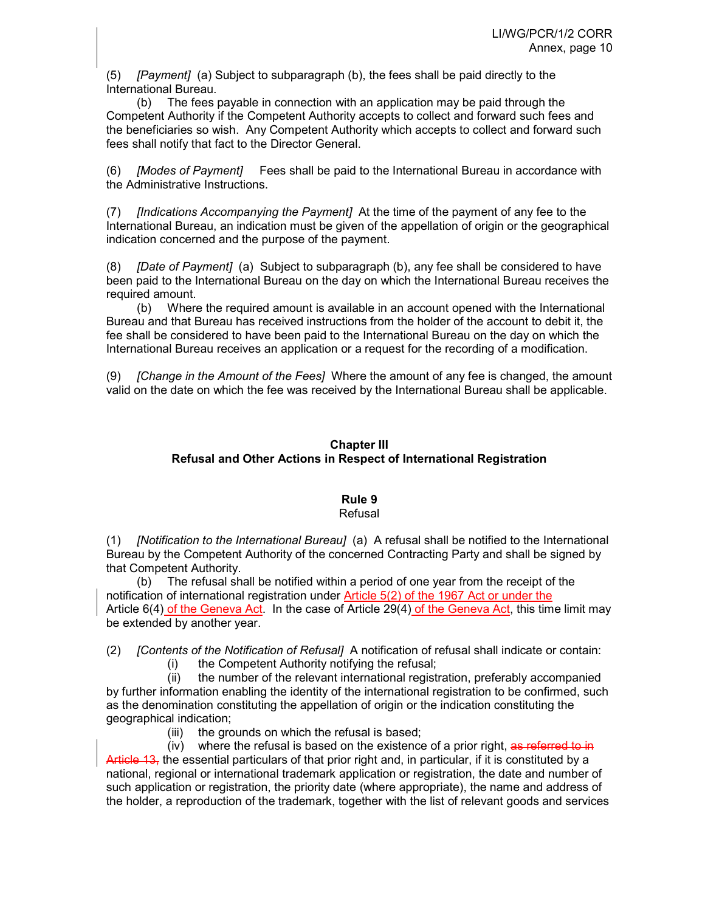(5) *[Payment]* (a) Subject to subparagraph (b), the fees shall be paid directly to the International Bureau.

(b) The fees payable in connection with an application may be paid through the Competent Authority if the Competent Authority accepts to collect and forward such fees and the beneficiaries so wish. Any Competent Authority which accepts to collect and forward such fees shall notify that fact to the Director General.

(6) *[Modes of Payment]* Fees shall be paid to the International Bureau in accordance with the Administrative Instructions.

(7) *[Indications Accompanying the Payment]* At the time of the payment of any fee to the International Bureau, an indication must be given of the appellation of origin or the geographical indication concerned and the purpose of the payment.

(8) *[Date of Payment]* (a) Subject to subparagraph (b), any fee shall be considered to have been paid to the International Bureau on the day on which the International Bureau receives the required amount.

(b) Where the required amount is available in an account opened with the International Bureau and that Bureau has received instructions from the holder of the account to debit it, the fee shall be considered to have been paid to the International Bureau on the day on which the International Bureau receives an application or a request for the recording of a modification.

(9) *[Change in the Amount of the Fees]* Where the amount of any fee is changed, the amount valid on the date on which the fee was received by the International Bureau shall be applicable.

## Chapter III
## Refusal and Other Actions in Respect of International Registration

### Rule 9
### Refusal

(1) *[Notification to the International Bureau]* (a) A refusal shall be notified to the International Bureau by the Competent Authority of the concerned Contracting Party and shall be signed by that Competent Authority.

(b) The refusal shall be notified within a period of one year from the receipt of the notification of international registration under Article 5(2) of the 1967 Act or under the Article 6(4) of the Geneva Act. In the case of Article 29(4) of the Geneva Act, this time limit may be extended by another year.

(2) *[Contents of the Notification of Refusal]* A notification of refusal shall indicate or contain:

(i) the Competent Authority notifying the refusal;

(ii) the number of the relevant international registration, preferably accompanied by further information enabling the identity of the international registration to be confirmed, such as the denomination constituting the appellation of origin or the indication constituting the geographical indication;

(iii) the grounds on which the refusal is based;

(iv) where the refusal is based on the existence of a prior right, ~~as referred to in Article 13,~~ the essential particulars of that prior right and, in particular, if it is constituted by a national, regional or international trademark application or registration, the date and number of such application or registration, the priority date (where appropriate), the name and address of the holder, a reproduction of the trademark, together with the list of relevant goods and services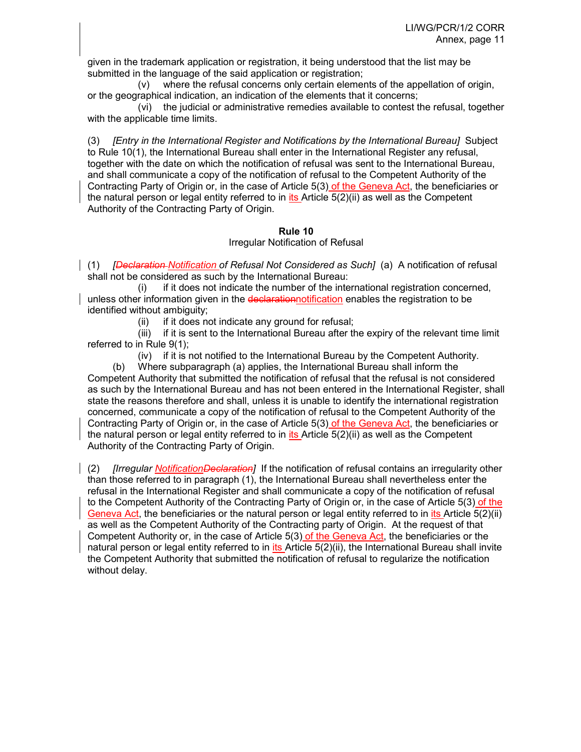given in the trademark application or registration, it being understood that the list may be submitted in the language of the said application or registration;

(v) where the refusal concerns only certain elements of the appellation of origin, or the geographical indication, an indication of the elements that it concerns;

(vi) the judicial or administrative remedies available to contest the refusal, together with the applicable time limits.

(3) *[Entry in the International Register and Notifications by the International Bureau]* Subject to Rule 10(1), the International Bureau shall enter in the International Register any refusal, together with the date on which the notification of refusal was sent to the International Bureau, and shall communicate a copy of the notification of refusal to the Competent Authority of the Contracting Party of Origin or, in the case of Article 5(3) of the Geneva Act, the beneficiaries or the natural person or legal entity referred to in its Article 5(2)(ii) as well as the Competent Authority of the Contracting Party of Origin.

**Rule 10**

Irregular Notification of Refusal

(1) *[~~Declaration~~ Notification of Refusal Not Considered as Such]* (a) A notification of refusal shall not be considered as such by the International Bureau:

(i) if it does not indicate the number of the international registration concerned, unless other information given in the ~~declaration~~notification enables the registration to be identified without ambiguity;

(ii) if it does not indicate any ground for refusal;

(iii) if it is sent to the International Bureau after the expiry of the relevant time limit referred to in Rule 9(1);

(iv) if it is not notified to the International Bureau by the Competent Authority.

(b) Where subparagraph (a) applies, the International Bureau shall inform the Competent Authority that submitted the notification of refusal that the refusal is not considered as such by the International Bureau and has not been entered in the International Register, shall state the reasons therefore and shall, unless it is unable to identify the international registration concerned, communicate a copy of the notification of refusal to the Competent Authority of the Contracting Party of Origin or, in the case of Article 5(3) of the Geneva Act, the beneficiaries or the natural person or legal entity referred to in its Article 5(2)(ii) as well as the Competent Authority of the Contracting Party of Origin.

(2) *[Irregular Notification~~Declaration~~]* If the notification of refusal contains an irregularity other than those referred to in paragraph (1), the International Bureau shall nevertheless enter the refusal in the International Register and shall communicate a copy of the notification of refusal to the Competent Authority of the Contracting Party of Origin or, in the case of Article 5(3) of the Geneva Act, the beneficiaries or the natural person or legal entity referred to in its Article 5(2)(ii) as well as the Competent Authority of the Contracting party of Origin. At the request of that Competent Authority or, in the case of Article 5(3) of the Geneva Act, the beneficiaries or the natural person or legal entity referred to in its Article 5(2)(ii), the International Bureau shall invite the Competent Authority that submitted the notification of refusal to regularize the notification without delay.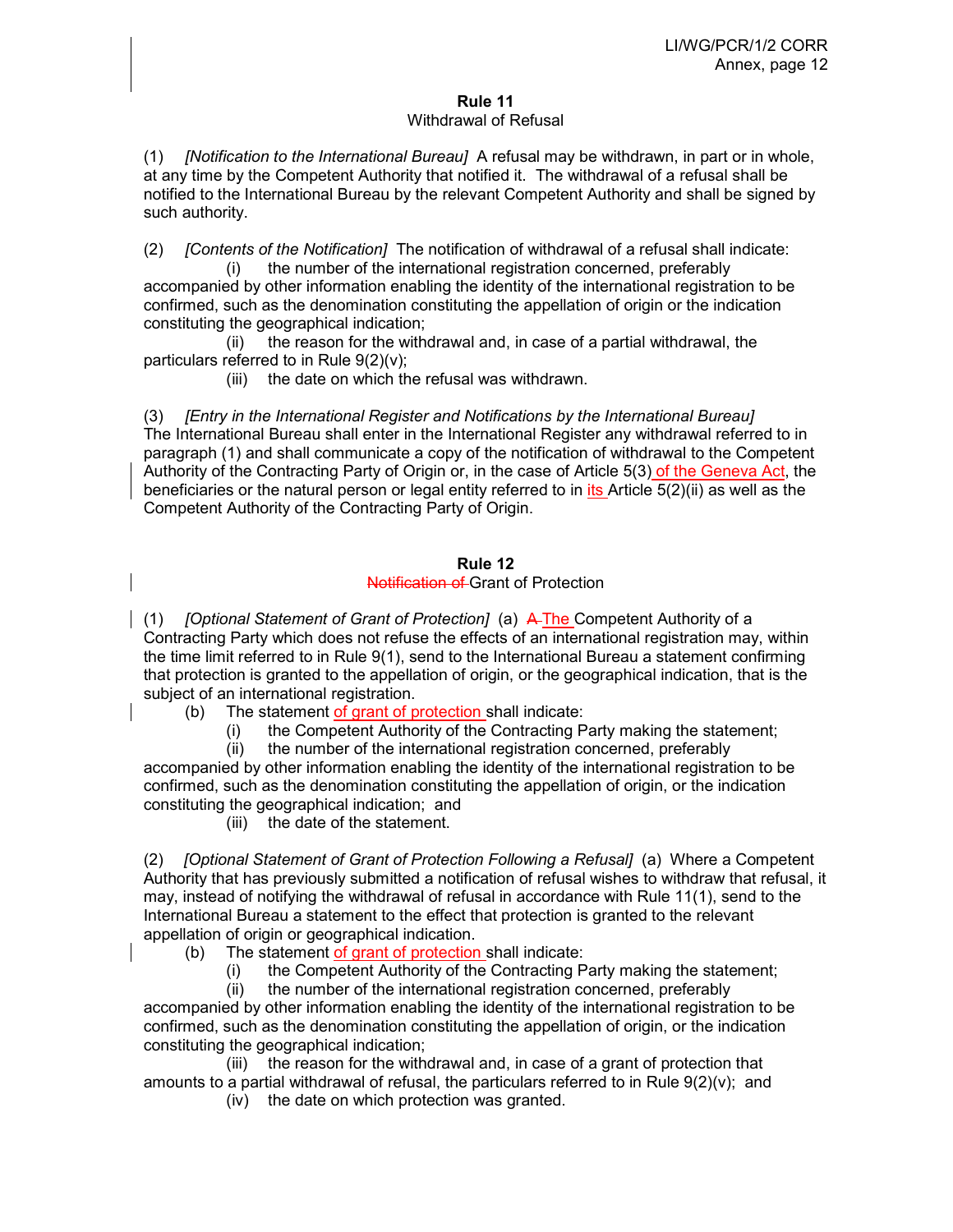**Rule 11**

Withdrawal of Refusal

(1) *[Notification to the International Bureau]* A refusal may be withdrawn, in part or in whole, at any time by the Competent Authority that notified it. The withdrawal of a refusal shall be notified to the International Bureau by the relevant Competent Authority and shall be signed by such authority.

(2) *[Contents of the Notification]* The notification of withdrawal of a refusal shall indicate:

(i) the number of the international registration concerned, preferably accompanied by other information enabling the identity of the international registration to be confirmed, such as the denomination constituting the appellation of origin or the indication constituting the geographical indication;

(ii) the reason for the withdrawal and, in case of a partial withdrawal, the particulars referred to in Rule 9(2)(v);

(iii) the date on which the refusal was withdrawn.

(3) *[Entry in the International Register and Notifications by the International Bureau]* The International Bureau shall enter in the International Register any withdrawal referred to in paragraph (1) and shall communicate a copy of the notification of withdrawal to the Competent Authority of the Contracting Party of Origin or, in the case of Article 5(3) of the Geneva Act, the beneficiaries or the natural person or legal entity referred to in its Article 5(2)(ii) as well as the Competent Authority of the Contracting Party of Origin.

**Rule 12**

~~Notification of~~ Grant of Protection

(1) *[Optional Statement of Grant of Protection]* (a) ~~A~~ The Competent Authority of a Contracting Party which does not refuse the effects of an international registration may, within the time limit referred to in Rule 9(1), send to the International Bureau a statement confirming that protection is granted to the appellation of origin, or the geographical indication, that is the subject of an international registration.

(b) The statement of grant of protection shall indicate:

(i) the Competent Authority of the Contracting Party making the statement;

(ii) the number of the international registration concerned, preferably accompanied by other information enabling the identity of the international registration to be confirmed, such as the denomination constituting the appellation of origin, or the indication constituting the geographical indication; and

(iii) the date of the statement.

(2) *[Optional Statement of Grant of Protection Following a Refusal]* (a) Where a Competent Authority that has previously submitted a notification of refusal wishes to withdraw that refusal, it may, instead of notifying the withdrawal of refusal in accordance with Rule 11(1), send to the International Bureau a statement to the effect that protection is granted to the relevant appellation of origin or geographical indication.

(b) The statement of grant of protection shall indicate:

(i) the Competent Authority of the Contracting Party making the statement;

(ii) the number of the international registration concerned, preferably accompanied by other information enabling the identity of the international registration to be confirmed, such as the denomination constituting the appellation of origin, or the indication constituting the geographical indication;

(iii) the reason for the withdrawal and, in case of a grant of protection that amounts to a partial withdrawal of refusal, the particulars referred to in Rule 9(2)(v); and

(iv) the date on which protection was granted.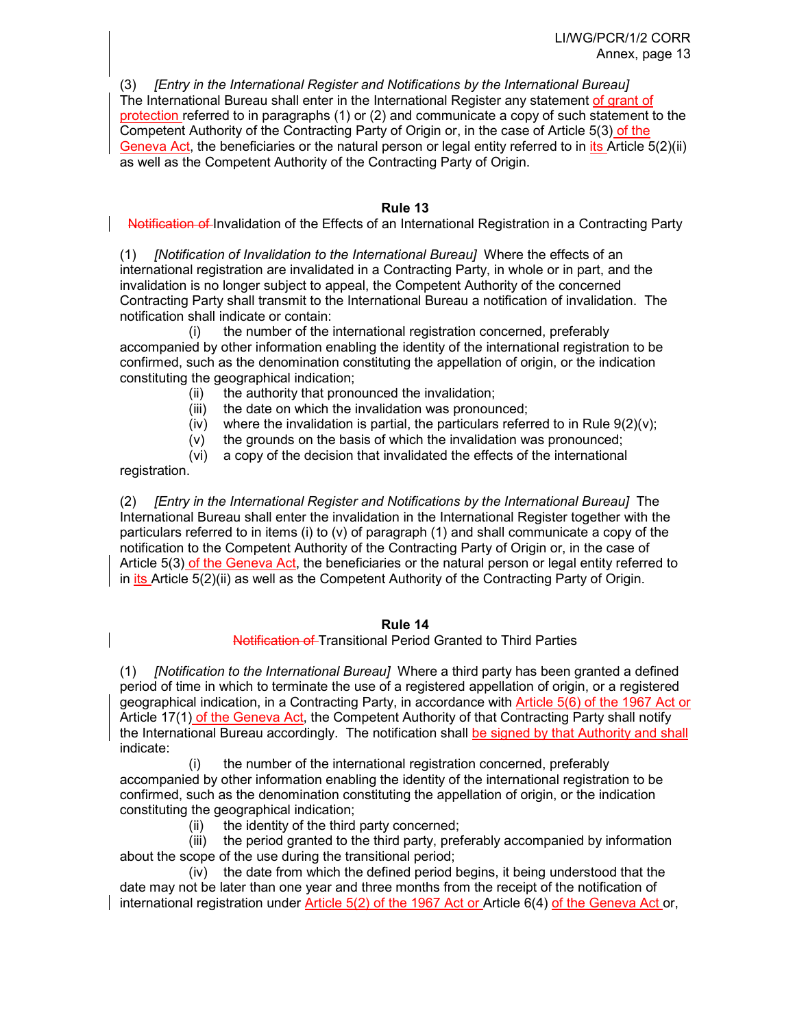(3) *[Entry in the International Register and Notifications by the International Bureau]* The International Bureau shall enter in the International Register any statement of grant of protection referred to in paragraphs (1) or (2) and communicate a copy of such statement to the Competent Authority of the Contracting Party of Origin or, in the case of Article 5(3) of the Geneva Act, the beneficiaries or the natural person or legal entity referred to in its Article 5(2)(ii) as well as the Competent Authority of the Contracting Party of Origin.

**Rule 13**

~~Notification of~~ Invalidation of the Effects of an International Registration in a Contracting Party

(1) *[Notification of Invalidation to the International Bureau]* Where the effects of an international registration are invalidated in a Contracting Party, in whole or in part, and the invalidation is no longer subject to appeal, the Competent Authority of the concerned Contracting Party shall transmit to the International Bureau a notification of invalidation. The notification shall indicate or contain:

(i) the number of the international registration concerned, preferably accompanied by other information enabling the identity of the international registration to be confirmed, such as the denomination constituting the appellation of origin, or the indication constituting the geographical indication;

(ii) the authority that pronounced the invalidation;

(iii) the date on which the invalidation was pronounced;

(iv) where the invalidation is partial, the particulars referred to in Rule 9(2)(v);

(v) the grounds on the basis of which the invalidation was pronounced;

(vi) a copy of the decision that invalidated the effects of the international registration.

(2) *[Entry in the International Register and Notifications by the International Bureau]* The International Bureau shall enter the invalidation in the International Register together with the particulars referred to in items (i) to (v) of paragraph (1) and shall communicate a copy of the notification to the Competent Authority of the Contracting Party of Origin or, in the case of Article 5(3) of the Geneva Act, the beneficiaries or the natural person or legal entity referred to in its Article 5(2)(ii) as well as the Competent Authority of the Contracting Party of Origin.

**Rule 14**

~~Notification of~~ Transitional Period Granted to Third Parties

(1) *[Notification to the International Bureau]* Where a third party has been granted a defined period of time in which to terminate the use of a registered appellation of origin, or a registered geographical indication, in a Contracting Party, in accordance with Article 5(6) of the 1967 Act or Article 17(1) of the Geneva Act, the Competent Authority of that Contracting Party shall notify the International Bureau accordingly. The notification shall be signed by that Authority and shall indicate:

(i) the number of the international registration concerned, preferably accompanied by other information enabling the identity of the international registration to be confirmed, such as the denomination constituting the appellation of origin, or the indication constituting the geographical indication;

(ii) the identity of the third party concerned;

(iii) the period granted to the third party, preferably accompanied by information about the scope of the use during the transitional period;

(iv) the date from which the defined period begins, it being understood that the date may not be later than one year and three months from the receipt of the notification of international registration under Article 5(2) of the 1967 Act or Article 6(4) of the Geneva Act or,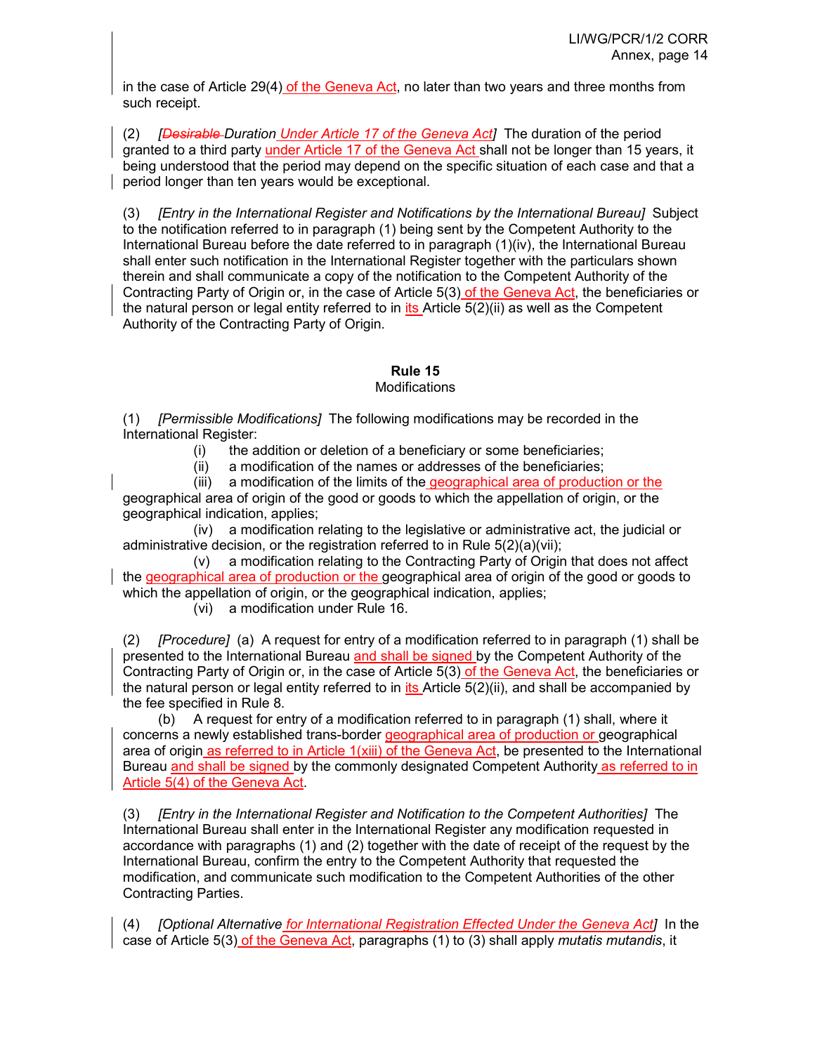in the case of Article 29(4) of the Geneva Act, no later than two years and three months from such receipt.

(2) *[Desirable Duration Under Article 17 of the Geneva Act]* The duration of the period granted to a third party under Article 17 of the Geneva Act shall not be longer than 15 years, it being understood that the period may depend on the specific situation of each case and that a period longer than ten years would be exceptional.

(3) *[Entry in the International Register and Notifications by the International Bureau]* Subject to the notification referred to in paragraph (1) being sent by the Competent Authority to the International Bureau before the date referred to in paragraph (1)(iv), the International Bureau shall enter such notification in the International Register together with the particulars shown therein and shall communicate a copy of the notification to the Competent Authority of the Contracting Party of Origin or, in the case of Article 5(3) of the Geneva Act, the beneficiaries or the natural person or legal entity referred to in its Article 5(2)(ii) as well as the Competent Authority of the Contracting Party of Origin.

## Rule 15

Modifications

(1) *[Permissible Modifications]* The following modifications may be recorded in the International Register:

(i) the addition or deletion of a beneficiary or some beneficiaries;

(ii) a modification of the names or addresses of the beneficiaries;

(iii) a modification of the limits of the geographical area of production or the geographical area of origin of the good or goods to which the appellation of origin, or the geographical indication, applies;

(iv) a modification relating to the legislative or administrative act, the judicial or administrative decision, or the registration referred to in Rule 5(2)(a)(vii);

(v) a modification relating to the Contracting Party of Origin that does not affect the geographical area of production or the geographical area of origin of the good or goods to which the appellation of origin, or the geographical indication, applies;

(vi) a modification under Rule 16.

(2) *[Procedure]* (a) A request for entry of a modification referred to in paragraph (1) shall be presented to the International Bureau and shall be signed by the Competent Authority of the Contracting Party of Origin or, in the case of Article 5(3) of the Geneva Act, the beneficiaries or the natural person or legal entity referred to in its Article 5(2)(ii), and shall be accompanied by the fee specified in Rule 8.

(b) A request for entry of a modification referred to in paragraph (1) shall, where it concerns a newly established trans-border geographical area of production or geographical area of origin as referred to in Article 1(xiii) of the Geneva Act, be presented to the International Bureau and shall be signed by the commonly designated Competent Authority as referred to in Article 5(4) of the Geneva Act.

(3) *[Entry in the International Register and Notification to the Competent Authorities]* The International Bureau shall enter in the International Register any modification requested in accordance with paragraphs (1) and (2) together with the date of receipt of the request by the International Bureau, confirm the entry to the Competent Authority that requested the modification, and communicate such modification to the Competent Authorities of the other Contracting Parties.

(4) *[Optional Alternative for International Registration Effected Under the Geneva Act]* In the case of Article 5(3) of the Geneva Act, paragraphs (1) to (3) shall apply *mutatis mutandis*, it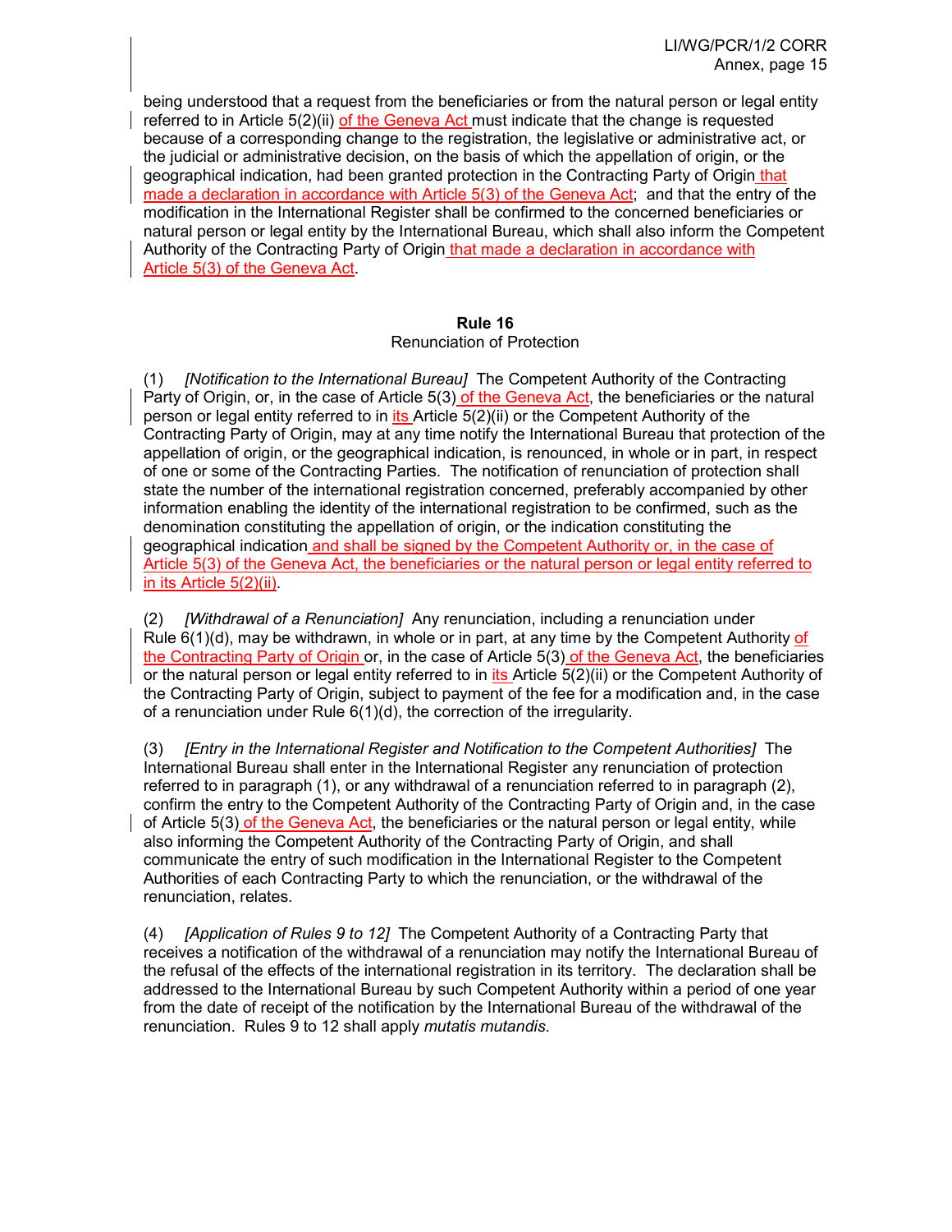being understood that a request from the beneficiaries or from the natural person or legal entity referred to in Article 5(2)(ii) of the Geneva Act must indicate that the change is requested because of a corresponding change to the registration, the legislative or administrative act, or the judicial or administrative decision, on the basis of which the appellation of origin, or the geographical indication, had been granted protection in the Contracting Party of Origin that made a declaration in accordance with Article 5(3) of the Geneva Act; and that the entry of the modification in the International Register shall be confirmed to the concerned beneficiaries or natural person or legal entity by the International Bureau, which shall also inform the Competent Authority of the Contracting Party of Origin that made a declaration in accordance with Article 5(3) of the Geneva Act.

## Rule 16
Renunciation of Protection

(1) *[Notification to the International Bureau]* The Competent Authority of the Contracting Party of Origin, or, in the case of Article 5(3) of the Geneva Act, the beneficiaries or the natural person or legal entity referred to in its Article 5(2)(ii) or the Competent Authority of the Contracting Party of Origin, may at any time notify the International Bureau that protection of the appellation of origin, or the geographical indication, is renounced, in whole or in part, in respect of one or some of the Contracting Parties. The notification of renunciation of protection shall state the number of the international registration concerned, preferably accompanied by other information enabling the identity of the international registration to be confirmed, such as the denomination constituting the appellation of origin, or the indication constituting the geographical indication and shall be signed by the Competent Authority or, in the case of Article 5(3) of the Geneva Act, the beneficiaries or the natural person or legal entity referred to in its Article 5(2)(ii).

(2) *[Withdrawal of a Renunciation]* Any renunciation, including a renunciation under Rule 6(1)(d), may be withdrawn, in whole or in part, at any time by the Competent Authority of the Contracting Party of Origin or, in the case of Article 5(3) of the Geneva Act, the beneficiaries or the natural person or legal entity referred to in its Article 5(2)(ii) or the Competent Authority of the Contracting Party of Origin, subject to payment of the fee for a modification and, in the case of a renunciation under Rule 6(1)(d), the correction of the irregularity.

(3) *[Entry in the International Register and Notification to the Competent Authorities]* The International Bureau shall enter in the International Register any renunciation of protection referred to in paragraph (1), or any withdrawal of a renunciation referred to in paragraph (2), confirm the entry to the Competent Authority of the Contracting Party of Origin and, in the case of Article 5(3) of the Geneva Act, the beneficiaries or the natural person or legal entity, while also informing the Competent Authority of the Contracting Party of Origin, and shall communicate the entry of such modification in the International Register to the Competent Authorities of each Contracting Party to which the renunciation, or the withdrawal of the renunciation, relates.

(4) *[Application of Rules 9 to 12]* The Competent Authority of a Contracting Party that receives a notification of the withdrawal of a renunciation may notify the International Bureau of the refusal of the effects of the international registration in its territory. The declaration shall be addressed to the International Bureau by such Competent Authority within a period of one year from the date of receipt of the notification by the International Bureau of the withdrawal of the renunciation. Rules 9 to 12 shall apply *mutatis mutandis*.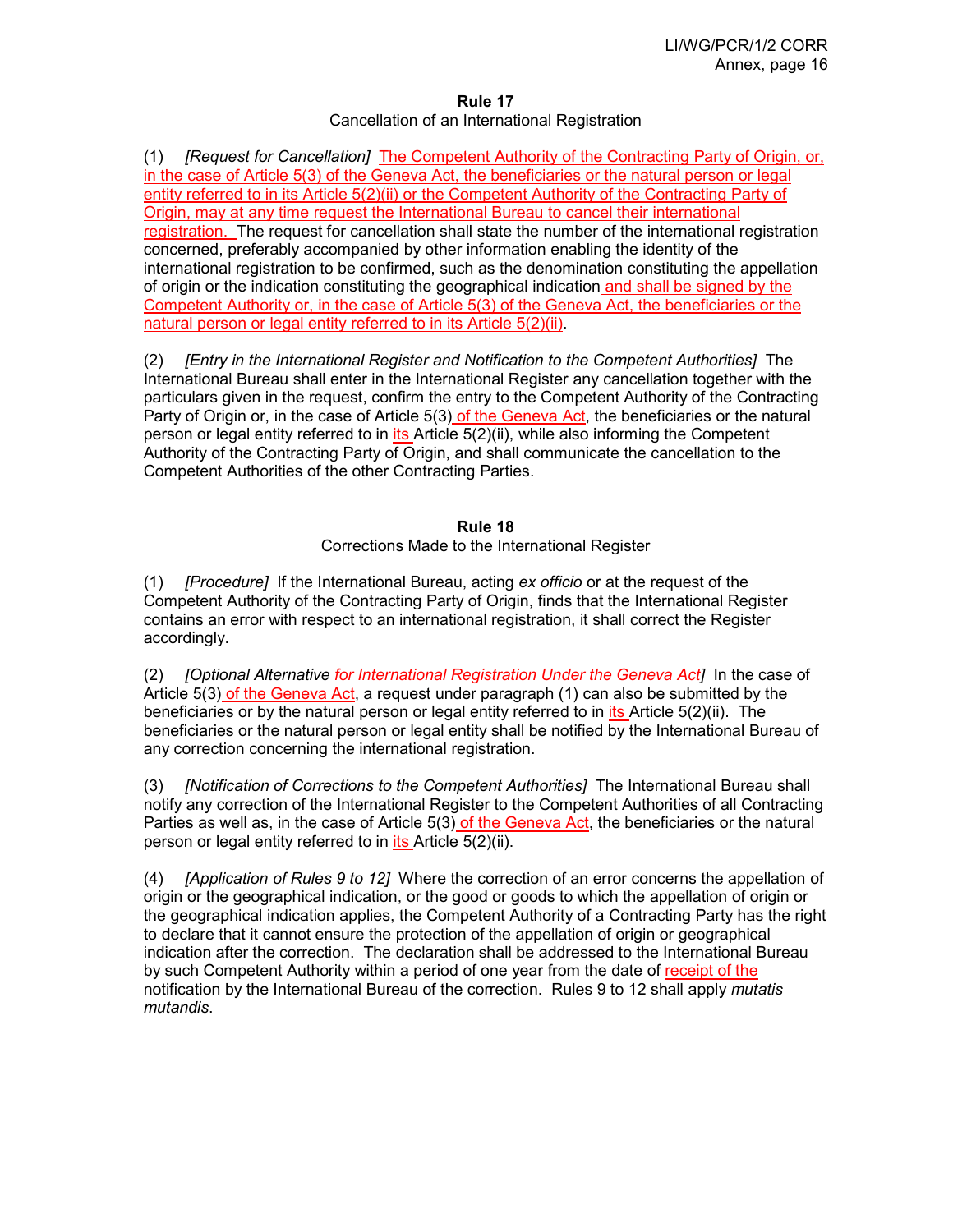**Rule 17**

Cancellation of an International Registration

(1) *[Request for Cancellation]* The Competent Authority of the Contracting Party of Origin, or, in the case of Article 5(3) of the Geneva Act, the beneficiaries or the natural person or legal entity referred to in its Article 5(2)(ii) or the Competent Authority of the Contracting Party of Origin, may at any time request the International Bureau to cancel their international registration. The request for cancellation shall state the number of the international registration concerned, preferably accompanied by other information enabling the identity of the international registration to be confirmed, such as the denomination constituting the appellation of origin or the indication constituting the geographical indication and shall be signed by the Competent Authority or, in the case of Article 5(3) of the Geneva Act, the beneficiaries or the natural person or legal entity referred to in its Article 5(2)(ii).

(2) *[Entry in the International Register and Notification to the Competent Authorities]* The International Bureau shall enter in the International Register any cancellation together with the particulars given in the request, confirm the entry to the Competent Authority of the Contracting Party of Origin or, in the case of Article 5(3) of the Geneva Act, the beneficiaries or the natural person or legal entity referred to in its Article 5(2)(ii), while also informing the Competent Authority of the Contracting Party of Origin, and shall communicate the cancellation to the Competent Authorities of the other Contracting Parties.

**Rule 18**

Corrections Made to the International Register

(1) *[Procedure]* If the International Bureau, acting *ex officio* or at the request of the Competent Authority of the Contracting Party of Origin, finds that the International Register contains an error with respect to an international registration, it shall correct the Register accordingly.

(2) *[Optional Alternative for International Registration Under the Geneva Act]* In the case of Article 5(3) of the Geneva Act, a request under paragraph (1) can also be submitted by the beneficiaries or by the natural person or legal entity referred to in its Article 5(2)(ii). The beneficiaries or the natural person or legal entity shall be notified by the International Bureau of any correction concerning the international registration.

(3) *[Notification of Corrections to the Competent Authorities]* The International Bureau shall notify any correction of the International Register to the Competent Authorities of all Contracting Parties as well as, in the case of Article 5(3) of the Geneva Act, the beneficiaries or the natural person or legal entity referred to in its Article 5(2)(ii).

(4) *[Application of Rules 9 to 12]* Where the correction of an error concerns the appellation of origin or the geographical indication, or the good or goods to which the appellation of origin or the geographical indication applies, the Competent Authority of a Contracting Party has the right to declare that it cannot ensure the protection of the appellation of origin or geographical indication after the correction. The declaration shall be addressed to the International Bureau by such Competent Authority within a period of one year from the date of receipt of the notification by the International Bureau of the correction. Rules 9 to 12 shall apply *mutatis mutandis*.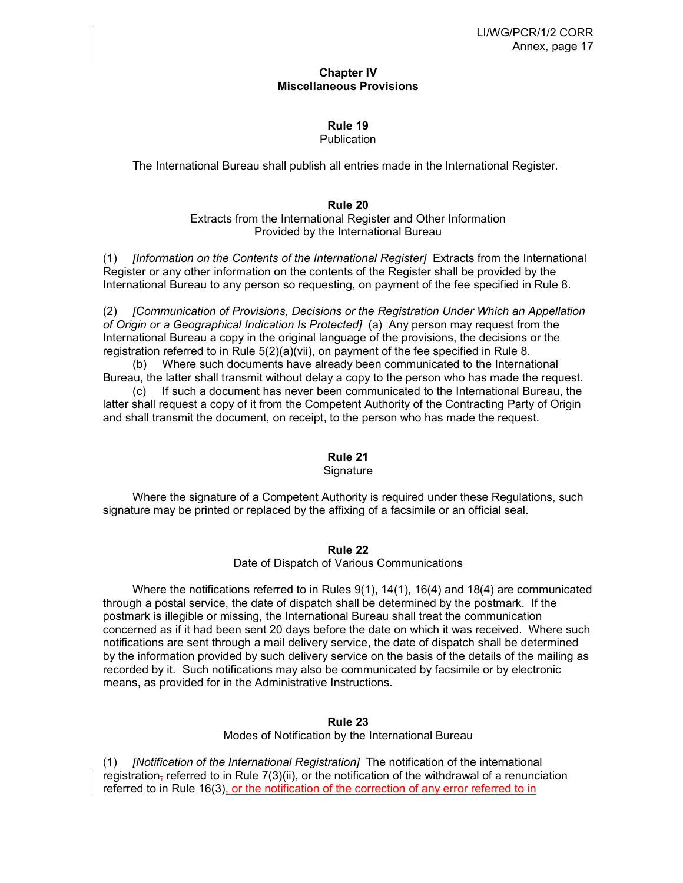## Chapter IV
## Miscellaneous Provisions

### Rule 19
Publication

The International Bureau shall publish all entries made in the International Register.

### Rule 20
Extracts from the International Register and Other Information Provided by the International Bureau

(1) *[Information on the Contents of the International Register]* Extracts from the International Register or any other information on the contents of the Register shall be provided by the International Bureau to any person so requesting, on payment of the fee specified in Rule 8.

(2) *[Communication of Provisions, Decisions or the Registration Under Which an Appellation of Origin or a Geographical Indication Is Protected]* (a) Any person may request from the International Bureau a copy in the original language of the provisions, the decisions or the registration referred to in Rule 5(2)(a)(vii), on payment of the fee specified in Rule 8.

(b) Where such documents have already been communicated to the International Bureau, the latter shall transmit without delay a copy to the person who has made the request.

(c) If such a document has never been communicated to the International Bureau, the latter shall request a copy of it from the Competent Authority of the Contracting Party of Origin and shall transmit the document, on receipt, to the person who has made the request.

### Rule 21
Signature

Where the signature of a Competent Authority is required under these Regulations, such signature may be printed or replaced by the affixing of a facsimile or an official seal.

### Rule 22
Date of Dispatch of Various Communications

Where the notifications referred to in Rules 9(1), 14(1), 16(4) and 18(4) are communicated through a postal service, the date of dispatch shall be determined by the postmark. If the postmark is illegible or missing, the International Bureau shall treat the communication concerned as if it had been sent 20 days before the date on which it was received. Where such notifications are sent through a mail delivery service, the date of dispatch shall be determined by the information provided by such delivery service on the basis of the details of the mailing as recorded by it. Such notifications may also be communicated by facsimile or by electronic means, as provided for in the Administrative Instructions.

### Rule 23
Modes of Notification by the International Bureau

(1) *[Notification of the International Registration]* The notification of the international registration~~,~~ referred to in Rule 7(3)(ii), or the notification of the withdrawal of a renunciation referred to in Rule 16(3), or the notification of the correction of any error referred to in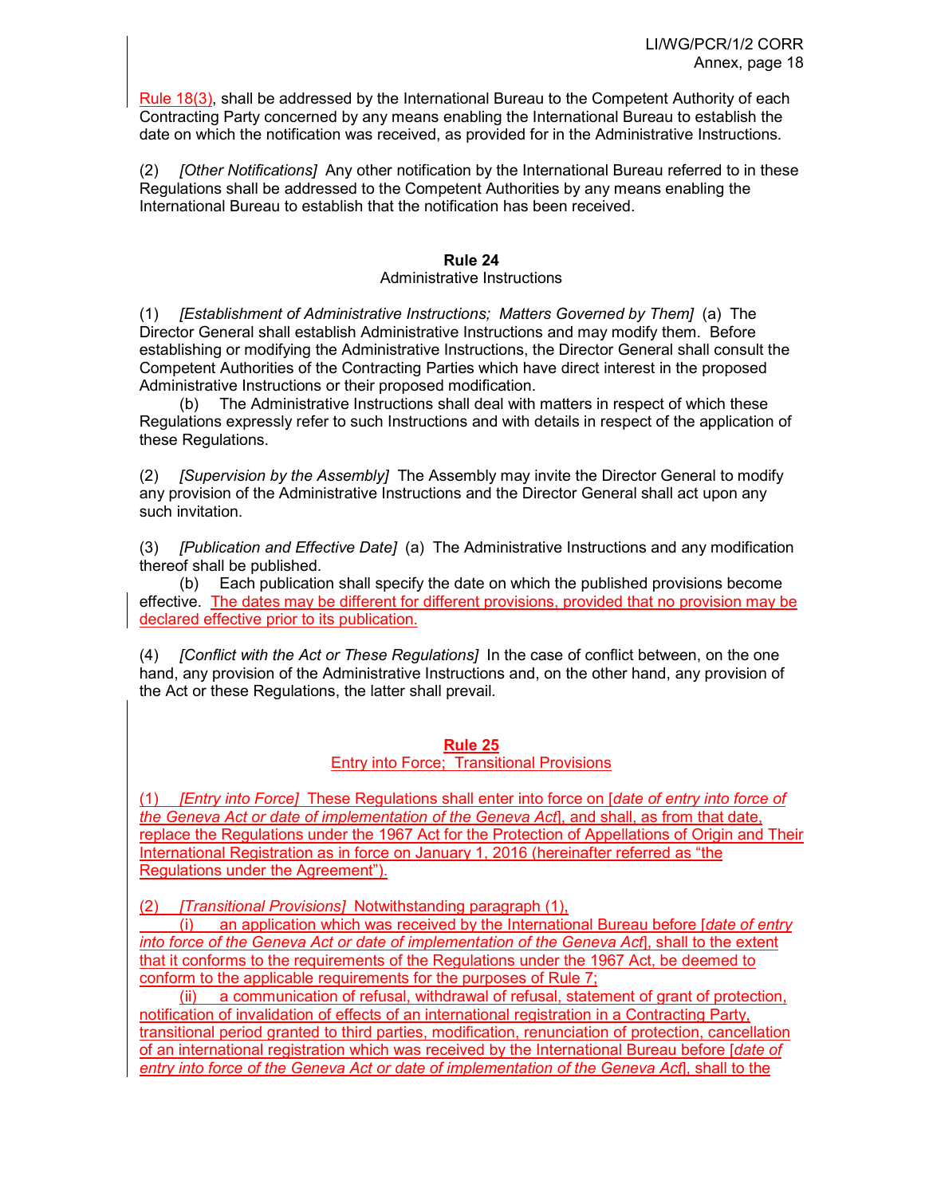Rule 18(3), shall be addressed by the International Bureau to the Competent Authority of each Contracting Party concerned by any means enabling the International Bureau to establish the date on which the notification was received, as provided for in the Administrative Instructions.

(2) *[Other Notifications]* Any other notification by the International Bureau referred to in these Regulations shall be addressed to the Competent Authorities by any means enabling the International Bureau to establish that the notification has been received.

**Rule 24**

Administrative Instructions

(1) *[Establishment of Administrative Instructions; Matters Governed by Them]* (a) The Director General shall establish Administrative Instructions and may modify them. Before establishing or modifying the Administrative Instructions, the Director General shall consult the Competent Authorities of the Contracting Parties which have direct interest in the proposed Administrative Instructions or their proposed modification.

(b) The Administrative Instructions shall deal with matters in respect of which these Regulations expressly refer to such Instructions and with details in respect of the application of these Regulations.

(2) *[Supervision by the Assembly]* The Assembly may invite the Director General to modify any provision of the Administrative Instructions and the Director General shall act upon any such invitation.

(3) *[Publication and Effective Date]* (a) The Administrative Instructions and any modification thereof shall be published.

(b) Each publication shall specify the date on which the published provisions become effective. The dates may be different for different provisions, provided that no provision may be declared effective prior to its publication.

(4) *[Conflict with the Act or These Regulations]* In the case of conflict between, on the one hand, any provision of the Administrative Instructions and, on the other hand, any provision of the Act or these Regulations, the latter shall prevail.

**Rule 25**

Entry into Force; Transitional Provisions

(1) *[Entry into Force]* These Regulations shall enter into force on [*date of entry into force of the Geneva Act or date of implementation of the Geneva Act*], and shall, as from that date, replace the Regulations under the 1967 Act for the Protection of Appellations of Origin and Their International Registration as in force on January 1, 2016 (hereinafter referred as "the Regulations under the Agreement").

(2) *[Transitional Provisions]* Notwithstanding paragraph (1),

(i) an application which was received by the International Bureau before [*date of entry into force of the Geneva Act or date of implementation of the Geneva Act*], shall to the extent that it conforms to the requirements of the Regulations under the 1967 Act, be deemed to conform to the applicable requirements for the purposes of Rule 7;

(ii) a communication of refusal, withdrawal of refusal, statement of grant of protection, notification of invalidation of effects of an international registration in a Contracting Party, transitional period granted to third parties, modification, renunciation of protection, cancellation of an international registration which was received by the International Bureau before [*date of entry into force of the Geneva Act or date of implementation of the Geneva Act*], shall to the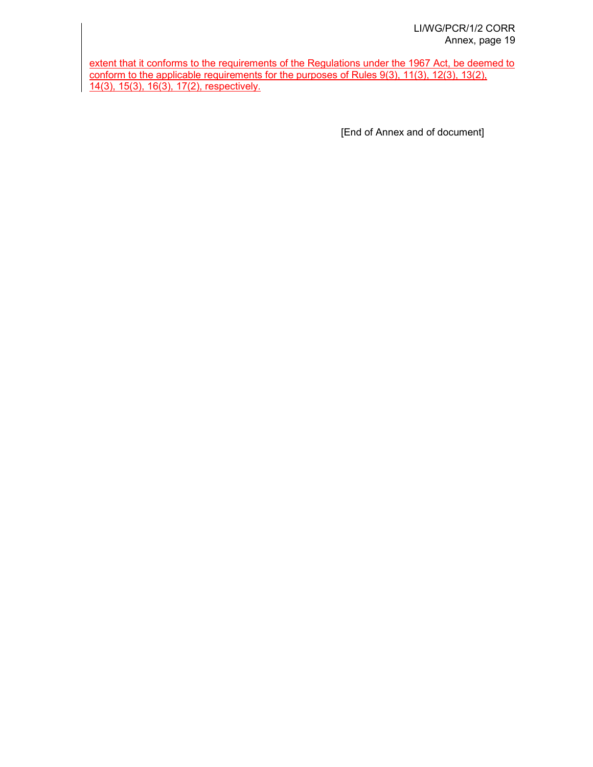extent that it conforms to the requirements of the Regulations under the 1967 Act, be deemed to conform to the applicable requirements for the purposes of Rules 9(3), 11(3), 12(3), 13(2), 14(3), 15(3), 16(3), 17(2), respectively.

[End of Annex and of document]